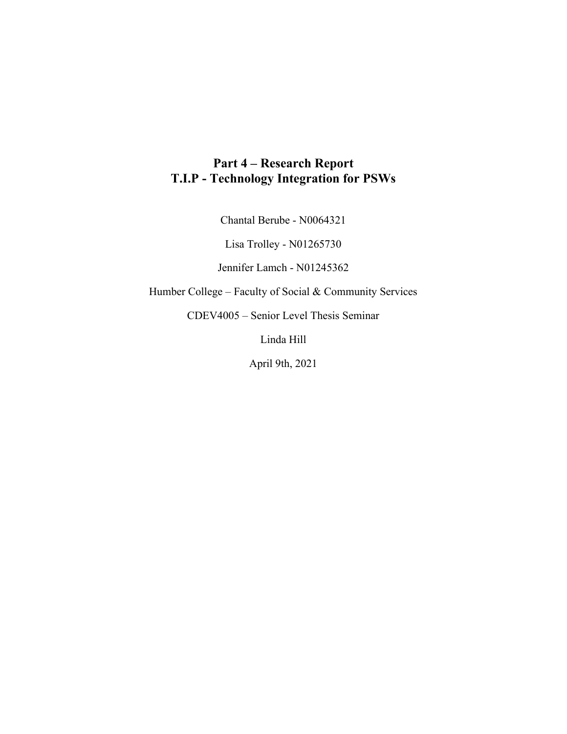# Part 4 – Research Report
# T.I.P - Technology Integration for PSWs

Chantal Berube - N0064321

Lisa Trolley - N01265730

Jennifer Lamch - N01245362

Humber College – Faculty of Social & Community Services

CDEV4005 – Senior Level Thesis Seminar

Linda Hill

April 9th, 2021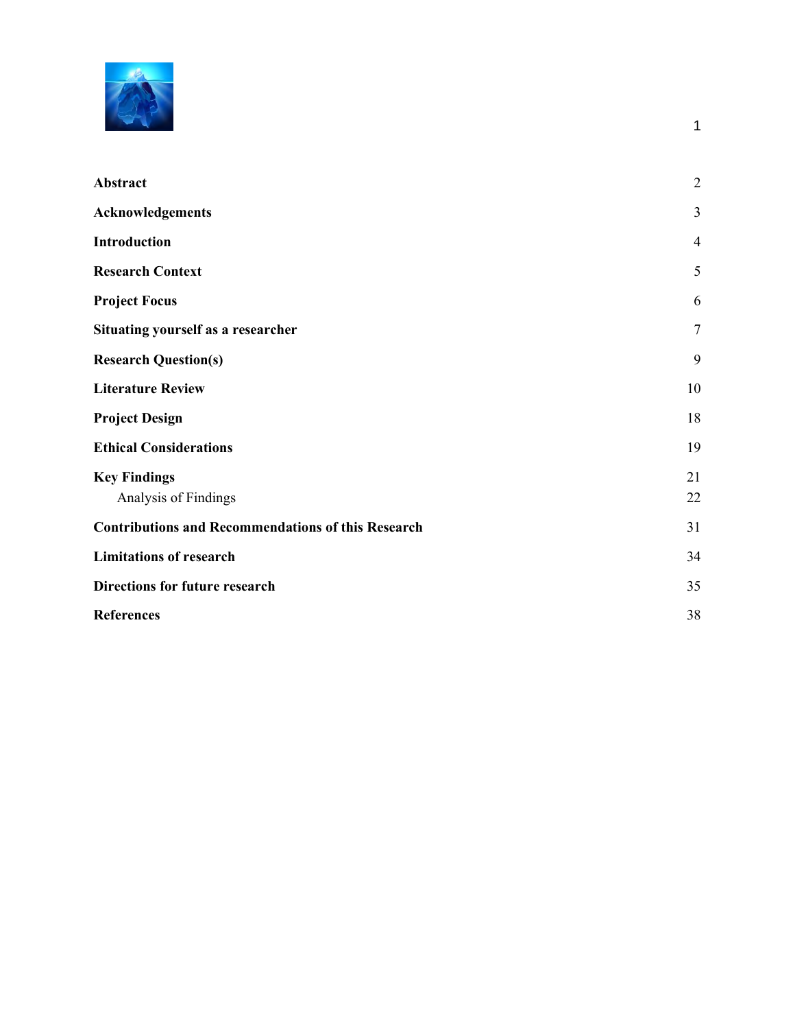| | |
|---|---|
| **Abstract** | 2 |
| **Acknowledgements** | 3 |
| **Introduction** | 4 |
| **Research Context** | 5 |
| **Project Focus** | 6 |
| **Situating yourself as a researcher** | 7 |
| **Research Question(s)** | 9 |
| **Literature Review** | 10 |
| **Project Design** | 18 |
| **Ethical Considerations** | 19 |
| **Key Findings** | 21 |
| Analysis of Findings | 22 |
| **Contributions and Recommendations of this Research** | 31 |
| **Limitations of research** | 34 |
| **Directions for future research** | 35 |
| **References** | 38 |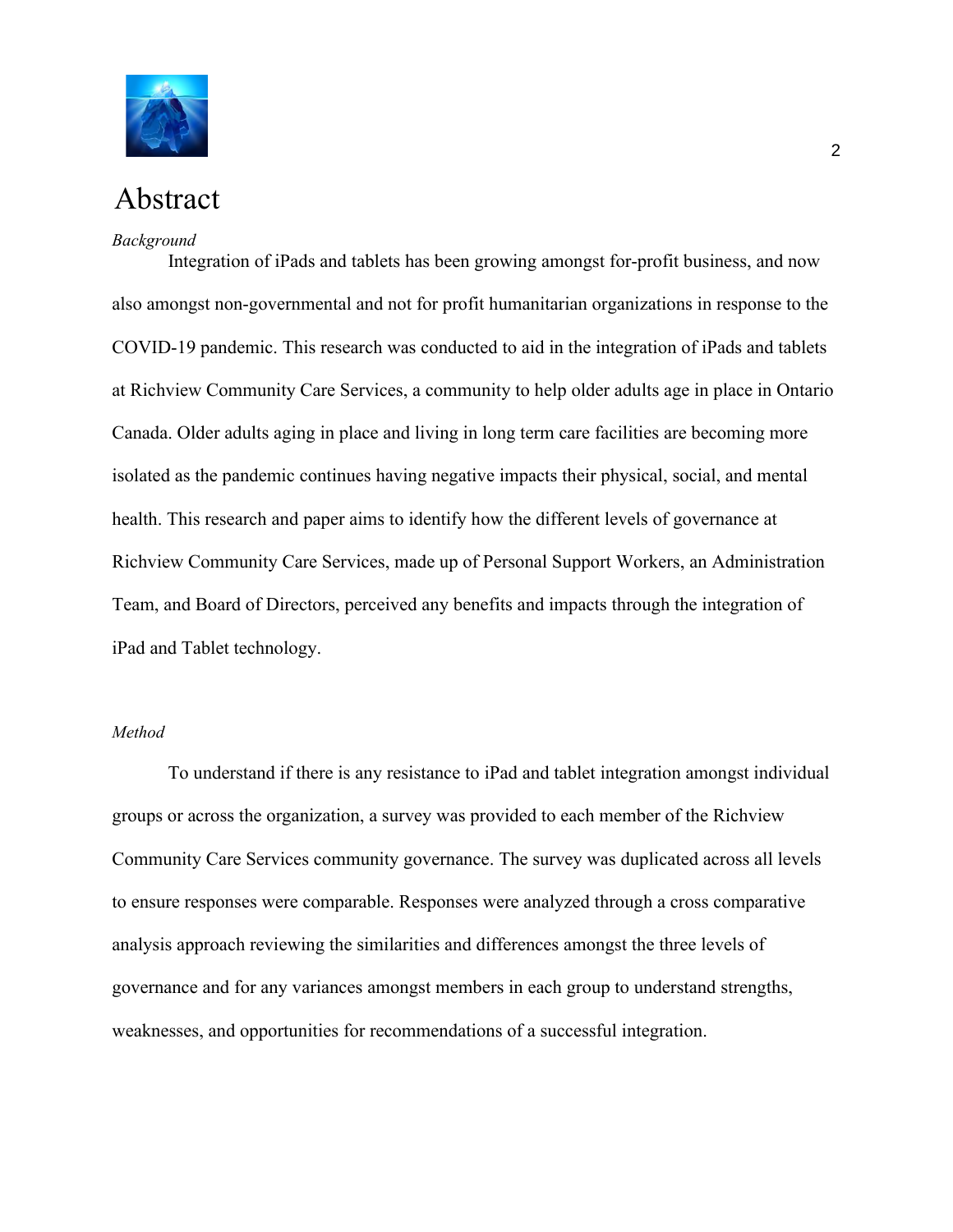# Abstract

*Background*

Integration of iPads and tablets has been growing amongst for-profit business, and now also amongst non-governmental and not for profit humanitarian organizations in response to the COVID-19 pandemic. This research was conducted to aid in the integration of iPads and tablets at Richview Community Care Services, a community to help older adults age in place in Ontario Canada. Older adults aging in place and living in long term care facilities are becoming more isolated as the pandemic continues having negative impacts their physical, social, and mental health. This research and paper aims to identify how the different levels of governance at Richview Community Care Services, made up of Personal Support Workers, an Administration Team, and Board of Directors, perceived any benefits and impacts through the integration of iPad and Tablet technology.

*Method*

To understand if there is any resistance to iPad and tablet integration amongst individual groups or across the organization, a survey was provided to each member of the Richview Community Care Services community governance. The survey was duplicated across all levels to ensure responses were comparable. Responses were analyzed through a cross comparative analysis approach reviewing the similarities and differences amongst the three levels of governance and for any variances amongst members in each group to understand strengths, weaknesses, and opportunities for recommendations of a successful integration.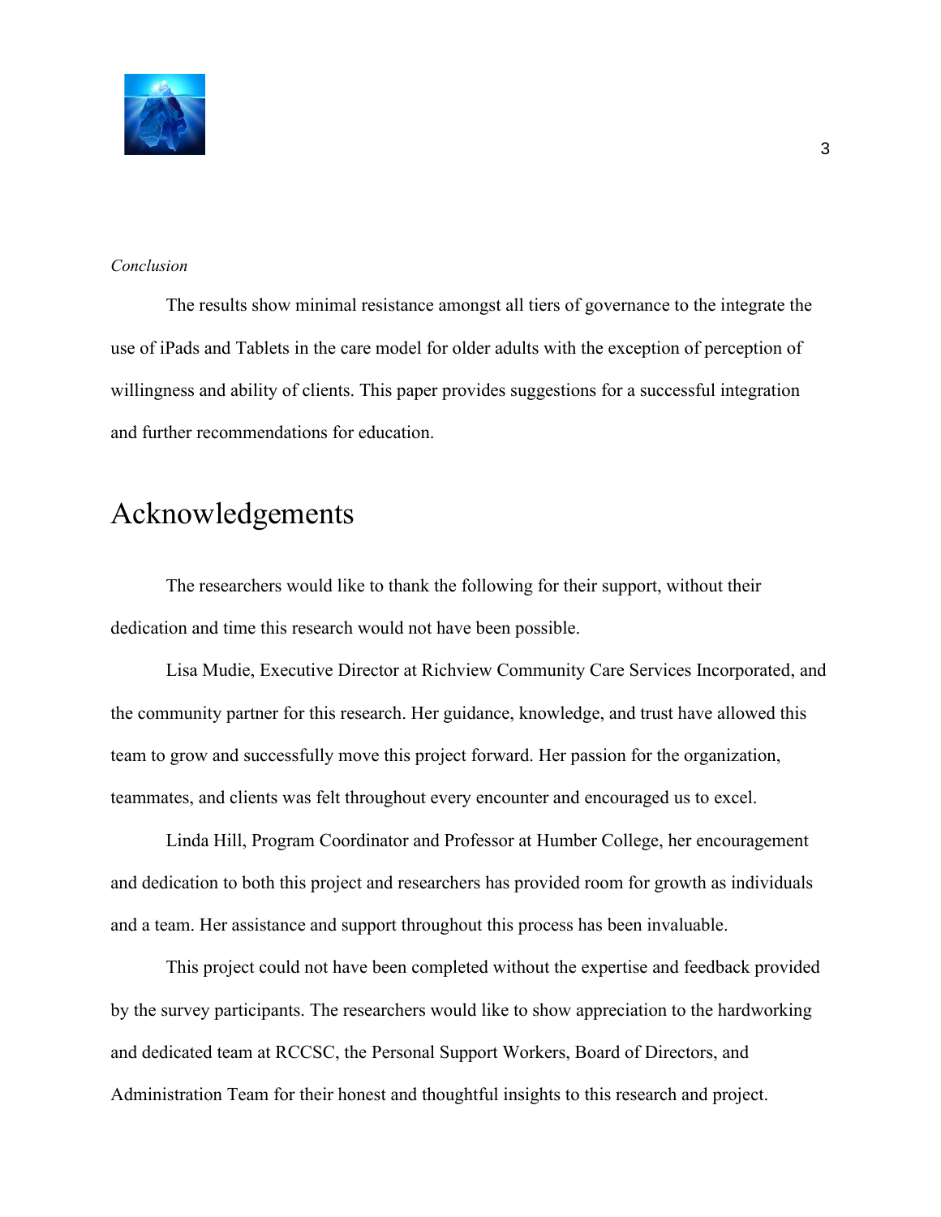*Conclusion*

The results show minimal resistance amongst all tiers of governance to the integrate the use of iPads and Tablets in the care model for older adults with the exception of perception of willingness and ability of clients. This paper provides suggestions for a successful integration and further recommendations for education.

# Acknowledgements

The researchers would like to thank the following for their support, without their dedication and time this research would not have been possible.

Lisa Mudie, Executive Director at Richview Community Care Services Incorporated, and the community partner for this research. Her guidance, knowledge, and trust have allowed this team to grow and successfully move this project forward. Her passion for the organization, teammates, and clients was felt throughout every encounter and encouraged us to excel.

Linda Hill, Program Coordinator and Professor at Humber College, her encouragement and dedication to both this project and researchers has provided room for growth as individuals and a team. Her assistance and support throughout this process has been invaluable.

This project could not have been completed without the expertise and feedback provided by the survey participants. The researchers would like to show appreciation to the hardworking and dedicated team at RCCSC, the Personal Support Workers, Board of Directors, and Administration Team for their honest and thoughtful insights to this research and project.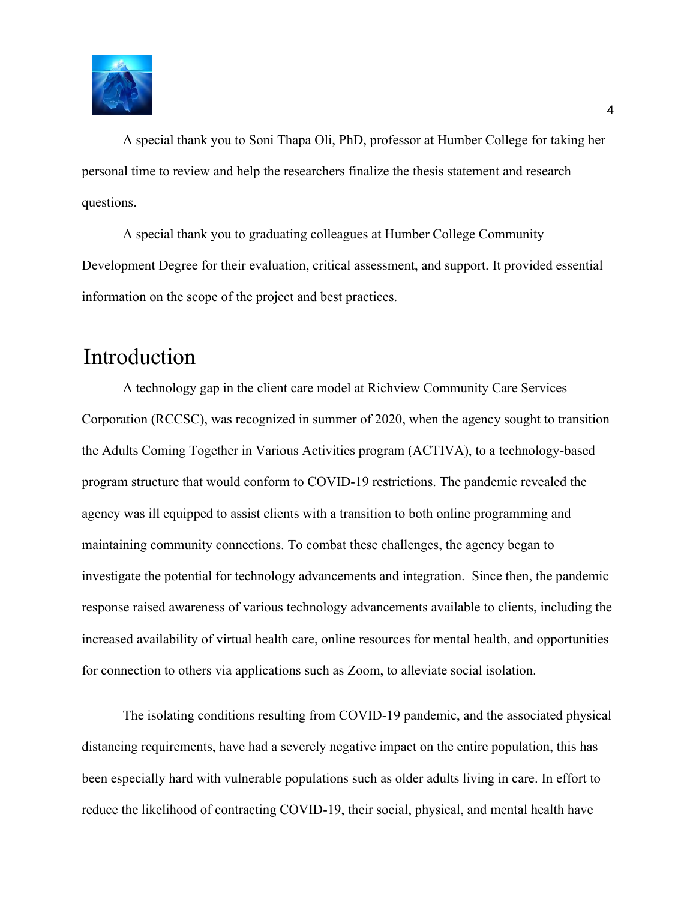A special thank you to Soni Thapa Oli, PhD, professor at Humber College for taking her personal time to review and help the researchers finalize the thesis statement and research questions.

A special thank you to graduating colleagues at Humber College Community Development Degree for their evaluation, critical assessment, and support. It provided essential information on the scope of the project and best practices.

# Introduction

A technology gap in the client care model at Richview Community Care Services Corporation (RCCSC), was recognized in summer of 2020, when the agency sought to transition the Adults Coming Together in Various Activities program (ACTIVA), to a technology-based program structure that would conform to COVID-19 restrictions. The pandemic revealed the agency was ill equipped to assist clients with a transition to both online programming and maintaining community connections. To combat these challenges, the agency began to investigate the potential for technology advancements and integration. Since then, the pandemic response raised awareness of various technology advancements available to clients, including the increased availability of virtual health care, online resources for mental health, and opportunities for connection to others via applications such as Zoom, to alleviate social isolation.

The isolating conditions resulting from COVID-19 pandemic, and the associated physical distancing requirements, have had a severely negative impact on the entire population, this has been especially hard with vulnerable populations such as older adults living in care. In effort to reduce the likelihood of contracting COVID-19, their social, physical, and mental health have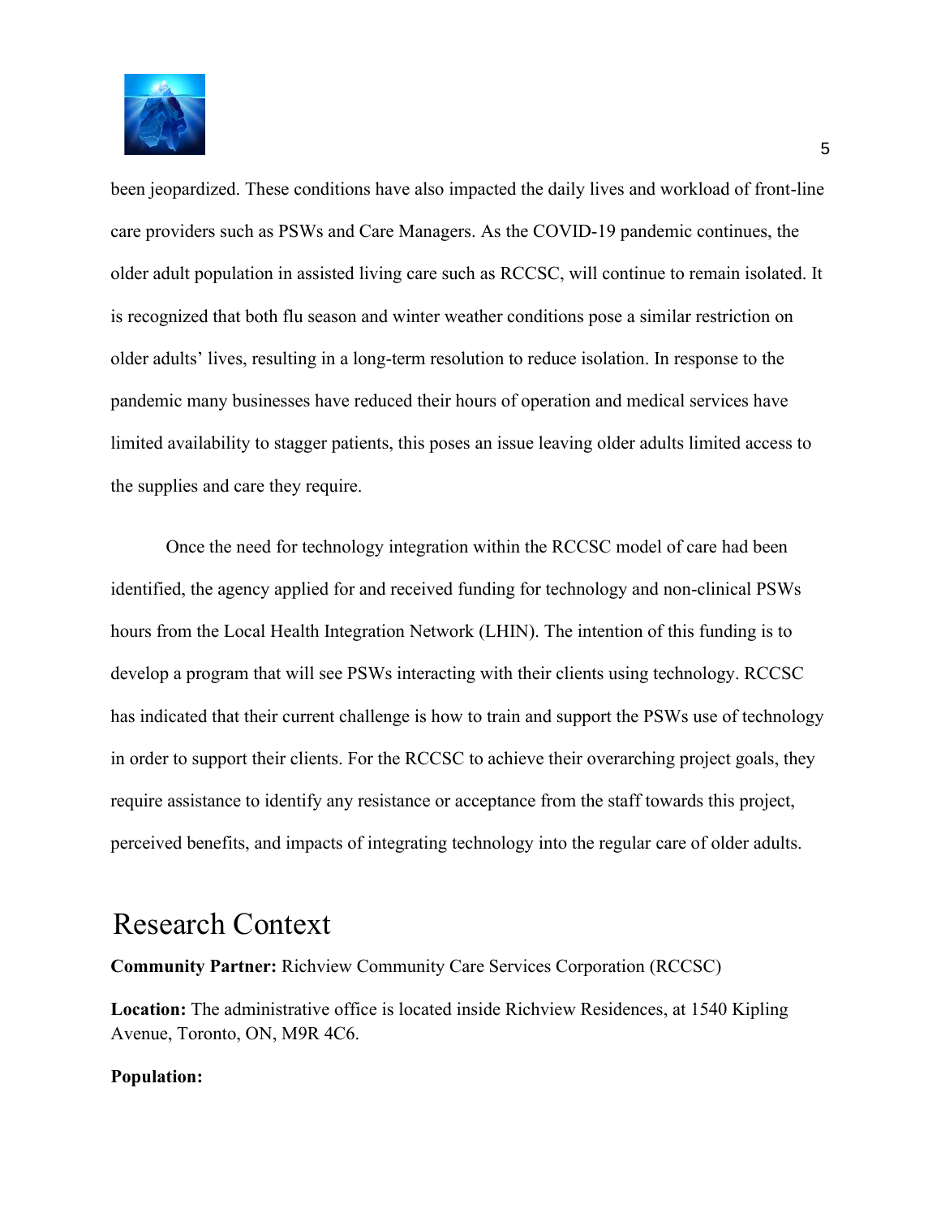been jeopardized. These conditions have also impacted the daily lives and workload of front-line care providers such as PSWs and Care Managers. As the COVID-19 pandemic continues, the older adult population in assisted living care such as RCCSC, will continue to remain isolated. It is recognized that both flu season and winter weather conditions pose a similar restriction on older adults' lives, resulting in a long-term resolution to reduce isolation. In response to the pandemic many businesses have reduced their hours of operation and medical services have limited availability to stagger patients, this poses an issue leaving older adults limited access to the supplies and care they require.

Once the need for technology integration within the RCCSC model of care had been identified, the agency applied for and received funding for technology and non-clinical PSWs hours from the Local Health Integration Network (LHIN). The intention of this funding is to develop a program that will see PSWs interacting with their clients using technology. RCCSC has indicated that their current challenge is how to train and support the PSWs use of technology in order to support their clients. For the RCCSC to achieve their overarching project goals, they require assistance to identify any resistance or acceptance from the staff towards this project, perceived benefits, and impacts of integrating technology into the regular care of older adults.

# Research Context

**Community Partner:** Richview Community Care Services Corporation (RCCSC)

**Location:** The administrative office is located inside Richview Residences, at 1540 Kipling Avenue, Toronto, ON, M9R 4C6.

**Population:**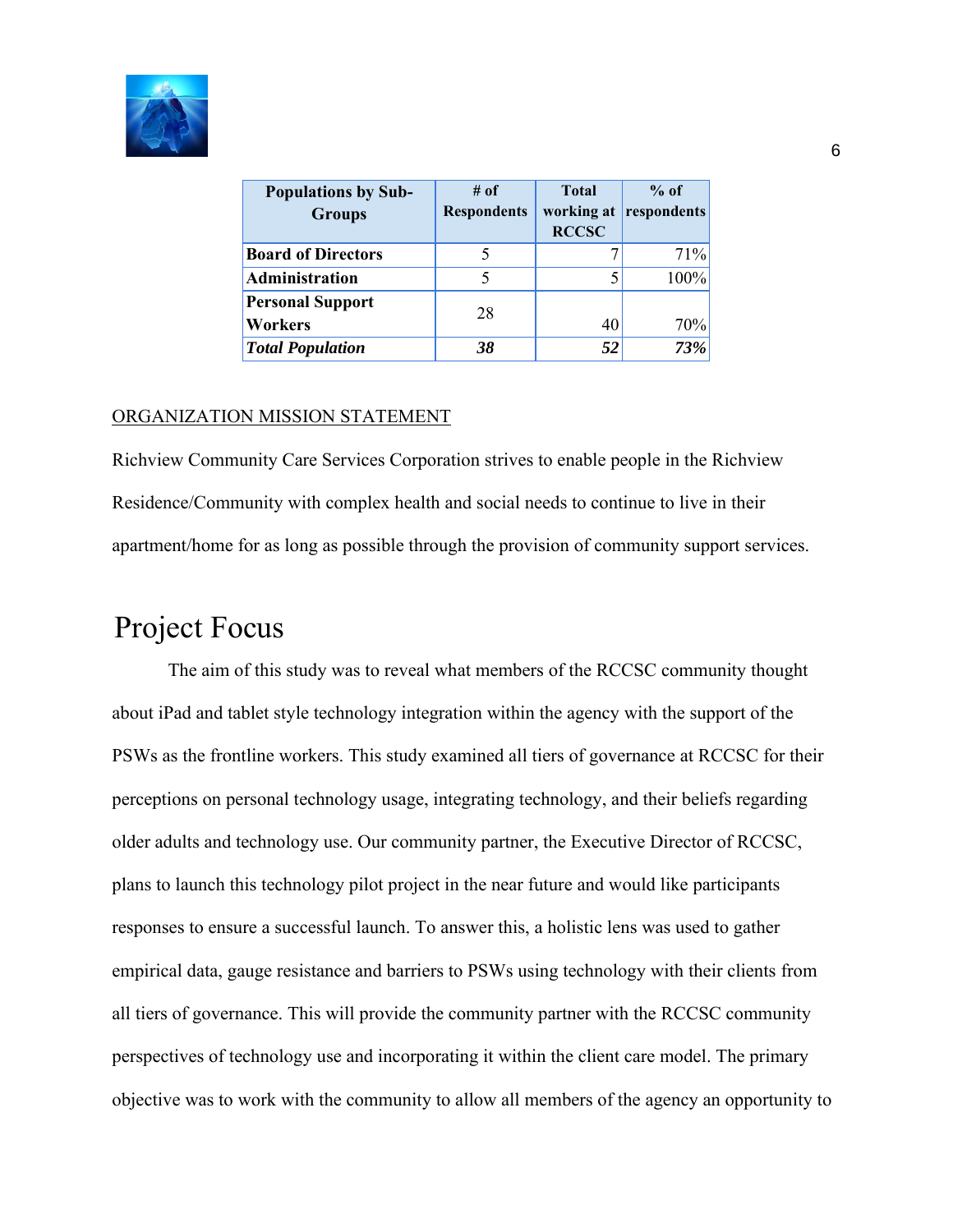| Populations by Sub-Groups | # of Respondents | Total working at RCCSC | % of respondents |
|---|---|---|---|
| **Board of Directors** | 5 | 7 | 71% |
| **Administration** | 5 | 5 | 100% |
| **Personal Support Workers** | 28 | 40 | 70% |
| ***Total Population*** | ***38*** | ***52*** | ***73%*** |

ORGANIZATION MISSION STATEMENT

Richview Community Care Services Corporation strives to enable people in the Richview Residence/Community with complex health and social needs to continue to live in their apartment/home for as long as possible through the provision of community support services.

# Project Focus

The aim of this study was to reveal what members of the RCCSC community thought about iPad and tablet style technology integration within the agency with the support of the PSWs as the frontline workers. This study examined all tiers of governance at RCCSC for their perceptions on personal technology usage, integrating technology, and their beliefs regarding older adults and technology use. Our community partner, the Executive Director of RCCSC, plans to launch this technology pilot project in the near future and would like participants responses to ensure a successful launch. To answer this, a holistic lens was used to gather empirical data, gauge resistance and barriers to PSWs using technology with their clients from all tiers of governance. This will provide the community partner with the RCCSC community perspectives of technology use and incorporating it within the client care model. The primary objective was to work with the community to allow all members of the agency an opportunity to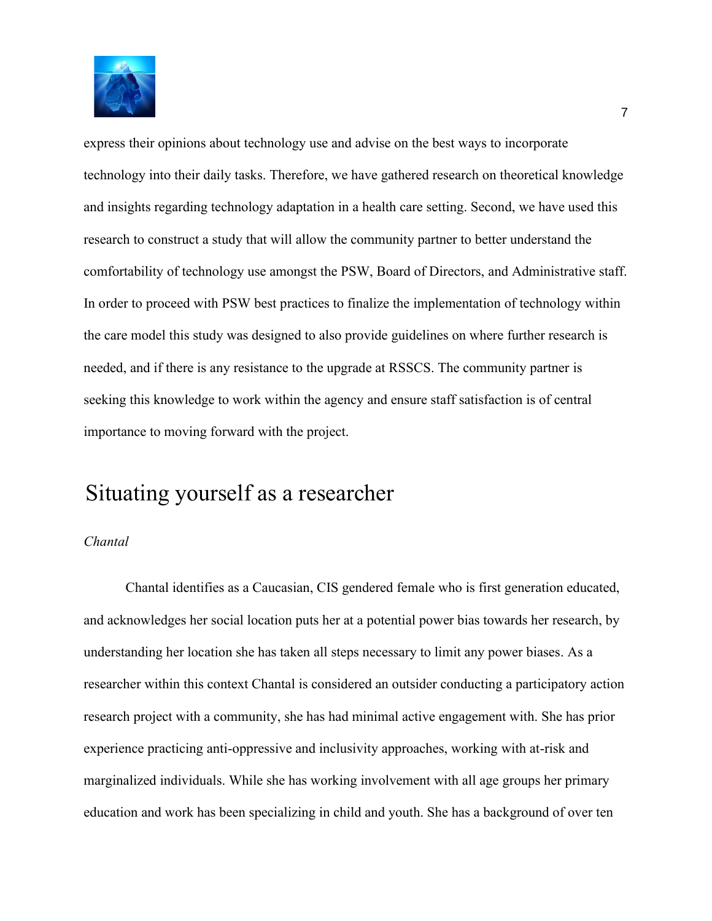express their opinions about technology use and advise on the best ways to incorporate technology into their daily tasks. Therefore, we have gathered research on theoretical knowledge and insights regarding technology adaptation in a health care setting. Second, we have used this research to construct a study that will allow the community partner to better understand the comfortability of technology use amongst the PSW, Board of Directors, and Administrative staff. In order to proceed with PSW best practices to finalize the implementation of technology within the care model this study was designed to also provide guidelines on where further research is needed, and if there is any resistance to the upgrade at RSSCS. The community partner is seeking this knowledge to work within the agency and ensure staff satisfaction is of central importance to moving forward with the project.

# Situating yourself as a researcher

*Chantal*

Chantal identifies as a Caucasian, CIS gendered female who is first generation educated, and acknowledges her social location puts her at a potential power bias towards her research, by understanding her location she has taken all steps necessary to limit any power biases. As a researcher within this context Chantal is considered an outsider conducting a participatory action research project with a community, she has had minimal active engagement with. She has prior experience practicing anti-oppressive and inclusivity approaches, working with at-risk and marginalized individuals. While she has working involvement with all age groups her primary education and work has been specializing in child and youth. She has a background of over ten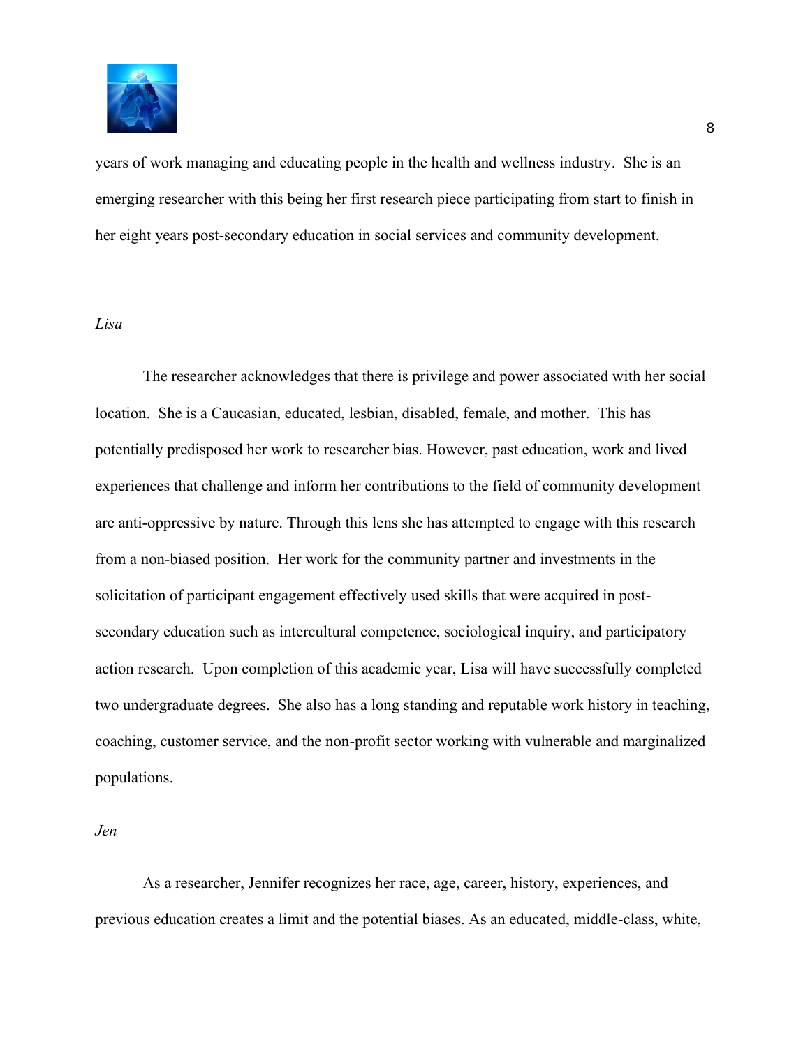years of work managing and educating people in the health and wellness industry. She is an emerging researcher with this being her first research piece participating from start to finish in her eight years post-secondary education in social services and community development.

*Lisa*

The researcher acknowledges that there is privilege and power associated with her social location. She is a Caucasian, educated, lesbian, disabled, female, and mother. This has potentially predisposed her work to researcher bias. However, past education, work and lived experiences that challenge and inform her contributions to the field of community development are anti-oppressive by nature. Through this lens she has attempted to engage with this research from a non-biased position. Her work for the community partner and investments in the solicitation of participant engagement effectively used skills that were acquired in post-secondary education such as intercultural competence, sociological inquiry, and participatory action research. Upon completion of this academic year, Lisa will have successfully completed two undergraduate degrees. She also has a long standing and reputable work history in teaching, coaching, customer service, and the non-profit sector working with vulnerable and marginalized populations.

*Jen*

As a researcher, Jennifer recognizes her race, age, career, history, experiences, and previous education creates a limit and the potential biases. As an educated, middle-class, white,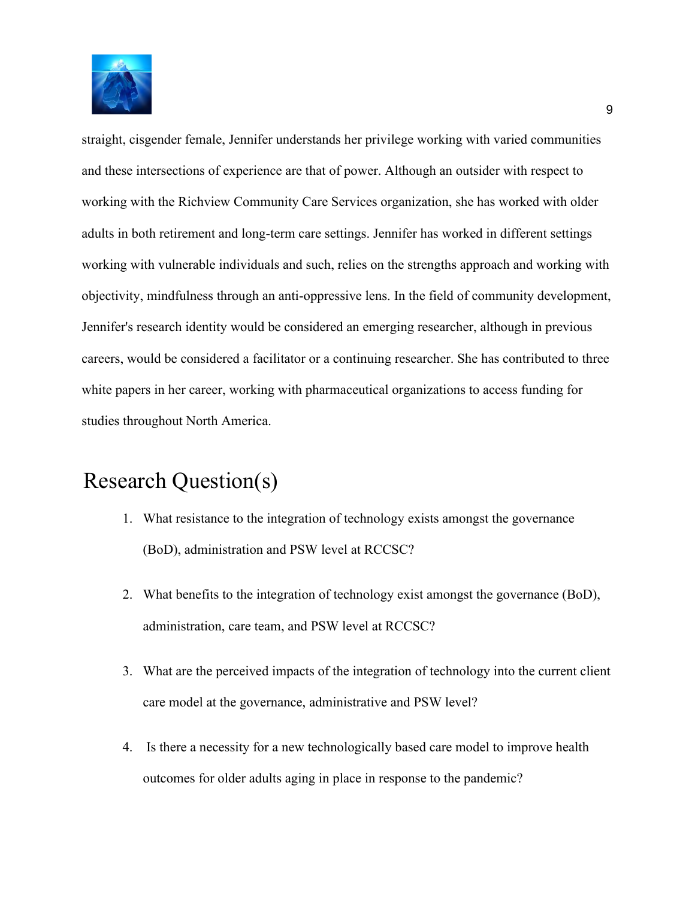straight, cisgender female, Jennifer understands her privilege working with varied communities and these intersections of experience are that of power. Although an outsider with respect to working with the Richview Community Care Services organization, she has worked with older adults in both retirement and long-term care settings. Jennifer has worked in different settings working with vulnerable individuals and such, relies on the strengths approach and working with objectivity, mindfulness through an anti-oppressive lens. In the field of community development, Jennifer's research identity would be considered an emerging researcher, although in previous careers, would be considered a facilitator or a continuing researcher. She has contributed to three white papers in her career, working with pharmaceutical organizations to access funding for studies throughout North America.

# Research Question(s)

1. What resistance to the integration of technology exists amongst the governance (BoD), administration and PSW level at RCCSC?

2. What benefits to the integration of technology exist amongst the governance (BoD), administration, care team, and PSW level at RCCSC?

3. What are the perceived impacts of the integration of technology into the current client care model at the governance, administrative and PSW level?

4. Is there a necessity for a new technologically based care model to improve health outcomes for older adults aging in place in response to the pandemic?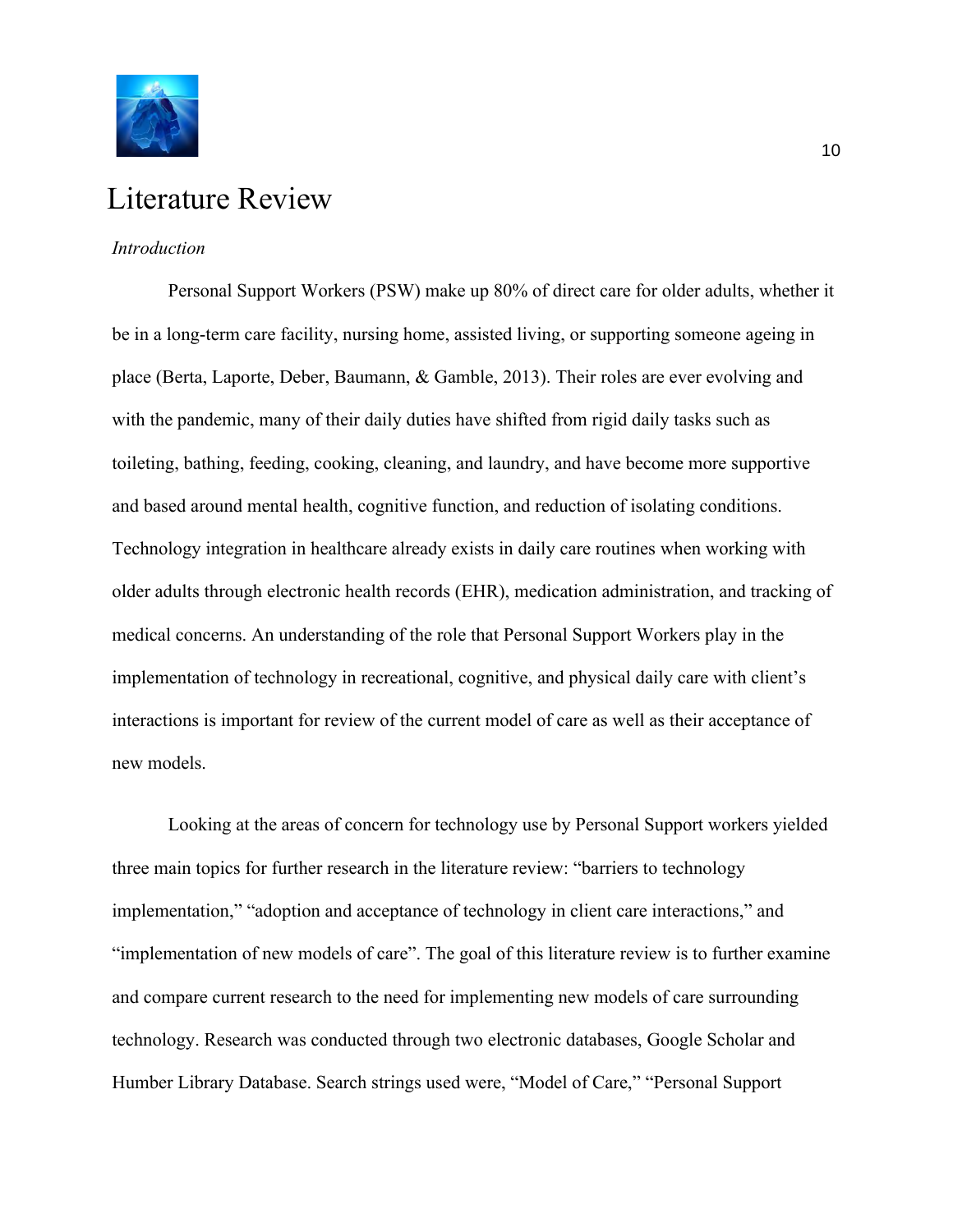# Literature Review

*Introduction*

Personal Support Workers (PSW) make up 80% of direct care for older adults, whether it be in a long-term care facility, nursing home, assisted living, or supporting someone ageing in place (Berta, Laporte, Deber, Baumann, & Gamble, 2013). Their roles are ever evolving and with the pandemic, many of their daily duties have shifted from rigid daily tasks such as toileting, bathing, feeding, cooking, cleaning, and laundry, and have become more supportive and based around mental health, cognitive function, and reduction of isolating conditions. Technology integration in healthcare already exists in daily care routines when working with older adults through electronic health records (EHR), medication administration, and tracking of medical concerns. An understanding of the role that Personal Support Workers play in the implementation of technology in recreational, cognitive, and physical daily care with client's interactions is important for review of the current model of care as well as their acceptance of new models.

Looking at the areas of concern for technology use by Personal Support workers yielded three main topics for further research in the literature review: "barriers to technology implementation," "adoption and acceptance of technology in client care interactions," and "implementation of new models of care". The goal of this literature review is to further examine and compare current research to the need for implementing new models of care surrounding technology. Research was conducted through two electronic databases, Google Scholar and Humber Library Database. Search strings used were, "Model of Care," "Personal Support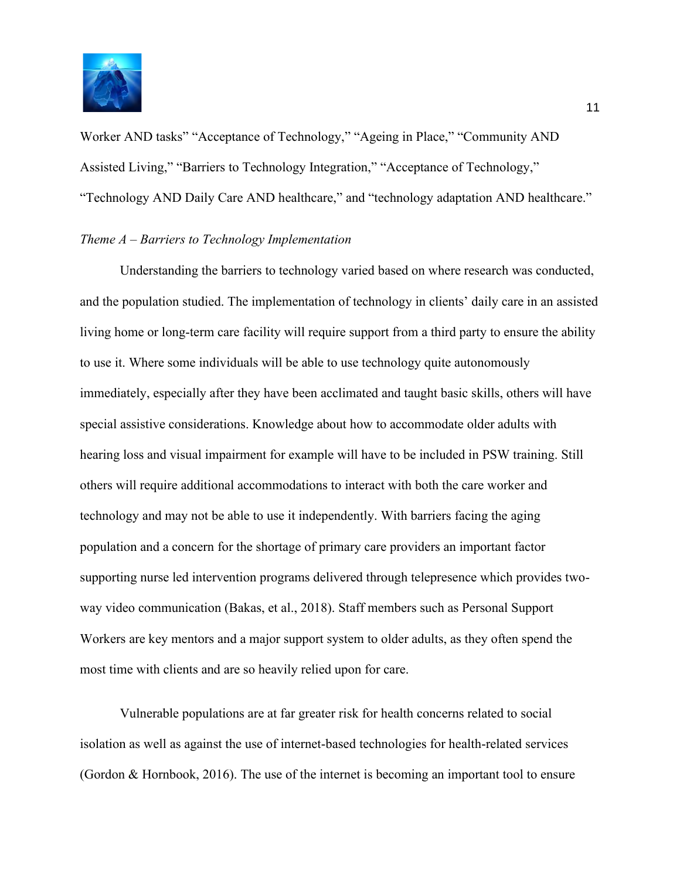Worker AND tasks" "Acceptance of Technology," "Ageing in Place," "Community AND Assisted Living," "Barriers to Technology Integration," "Acceptance of Technology," "Technology AND Daily Care AND healthcare," and "technology adaptation AND healthcare."

*Theme A – Barriers to Technology Implementation*

Understanding the barriers to technology varied based on where research was conducted, and the population studied. The implementation of technology in clients' daily care in an assisted living home or long-term care facility will require support from a third party to ensure the ability to use it. Where some individuals will be able to use technology quite autonomously immediately, especially after they have been acclimated and taught basic skills, others will have special assistive considerations. Knowledge about how to accommodate older adults with hearing loss and visual impairment for example will have to be included in PSW training. Still others will require additional accommodations to interact with both the care worker and technology and may not be able to use it independently. With barriers facing the aging population and a concern for the shortage of primary care providers an important factor supporting nurse led intervention programs delivered through telepresence which provides two-way video communication (Bakas, et al., 2018). Staff members such as Personal Support Workers are key mentors and a major support system to older adults, as they often spend the most time with clients and are so heavily relied upon for care.

Vulnerable populations are at far greater risk for health concerns related to social isolation as well as against the use of internet-based technologies for health-related services (Gordon & Hornbook, 2016). The use of the internet is becoming an important tool to ensure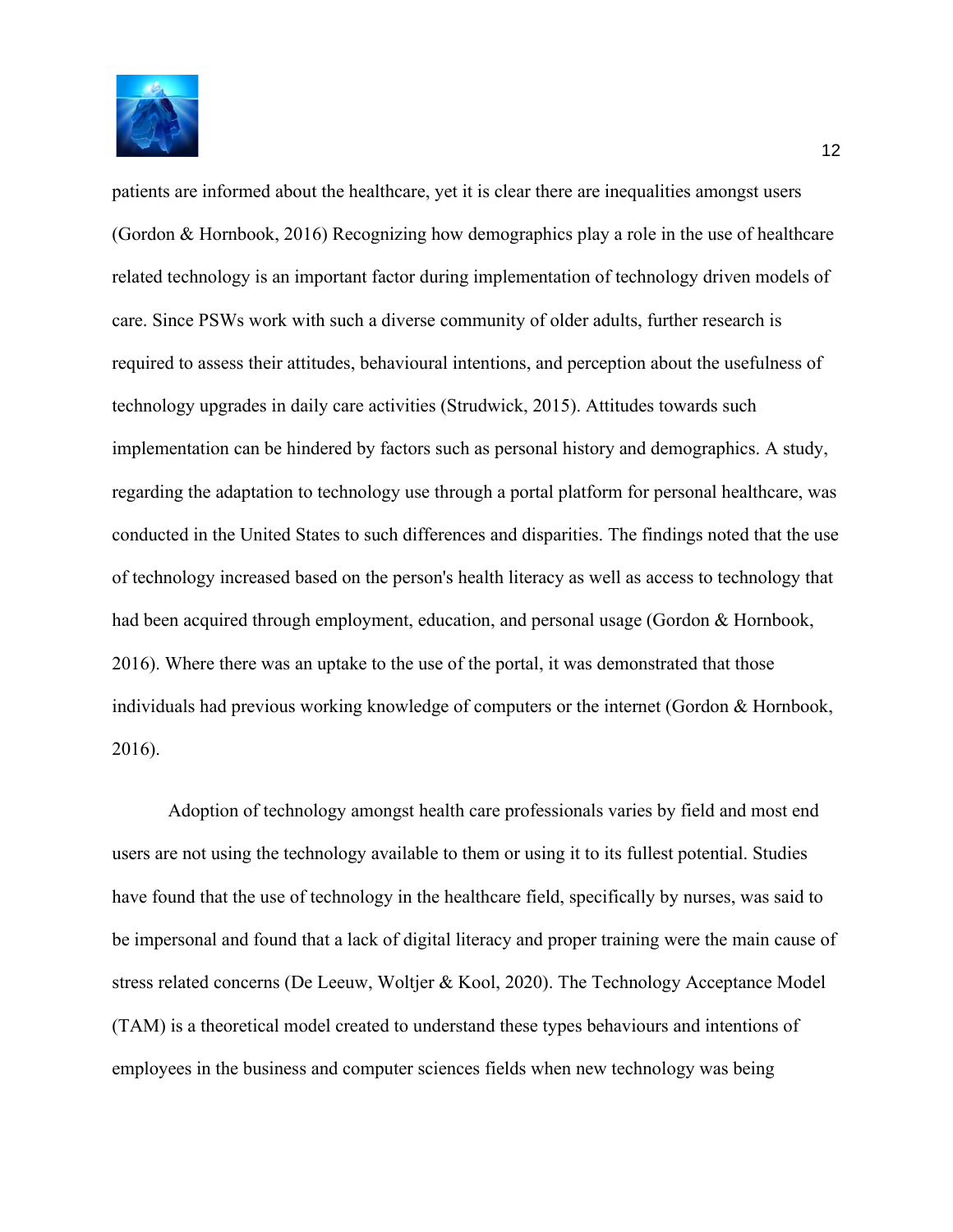patients are informed about the healthcare, yet it is clear there are inequalities amongst users (Gordon & Hornbook, 2016) Recognizing how demographics play a role in the use of healthcare related technology is an important factor during implementation of technology driven models of care. Since PSWs work with such a diverse community of older adults, further research is required to assess their attitudes, behavioural intentions, and perception about the usefulness of technology upgrades in daily care activities (Strudwick, 2015). Attitudes towards such implementation can be hindered by factors such as personal history and demographics. A study, regarding the adaptation to technology use through a portal platform for personal healthcare, was conducted in the United States to such differences and disparities. The findings noted that the use of technology increased based on the person's health literacy as well as access to technology that had been acquired through employment, education, and personal usage (Gordon & Hornbook, 2016). Where there was an uptake to the use of the portal, it was demonstrated that those individuals had previous working knowledge of computers or the internet (Gordon & Hornbook, 2016).

Adoption of technology amongst health care professionals varies by field and most end users are not using the technology available to them or using it to its fullest potential. Studies have found that the use of technology in the healthcare field, specifically by nurses, was said to be impersonal and found that a lack of digital literacy and proper training were the main cause of stress related concerns (De Leeuw, Woltjer & Kool, 2020). The Technology Acceptance Model (TAM) is a theoretical model created to understand these types behaviours and intentions of employees in the business and computer sciences fields when new technology was being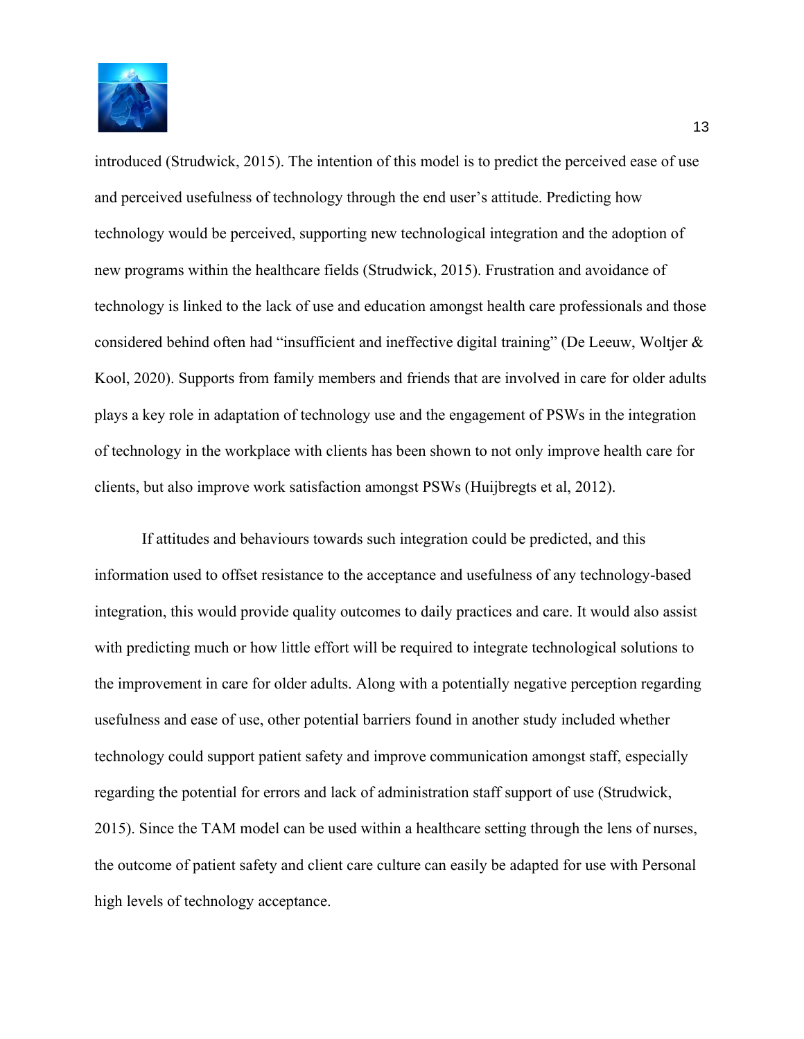introduced (Strudwick, 2015). The intention of this model is to predict the perceived ease of use and perceived usefulness of technology through the end user's attitude. Predicting how technology would be perceived, supporting new technological integration and the adoption of new programs within the healthcare fields (Strudwick, 2015). Frustration and avoidance of technology is linked to the lack of use and education amongst health care professionals and those considered behind often had "insufficient and ineffective digital training" (De Leeuw, Woltjer & Kool, 2020). Supports from family members and friends that are involved in care for older adults plays a key role in adaptation of technology use and the engagement of PSWs in the integration of technology in the workplace with clients has been shown to not only improve health care for clients, but also improve work satisfaction amongst PSWs (Huijbregts et al, 2012).

If attitudes and behaviours towards such integration could be predicted, and this information used to offset resistance to the acceptance and usefulness of any technology-based integration, this would provide quality outcomes to daily practices and care. It would also assist with predicting much or how little effort will be required to integrate technological solutions to the improvement in care for older adults. Along with a potentially negative perception regarding usefulness and ease of use, other potential barriers found in another study included whether technology could support patient safety and improve communication amongst staff, especially regarding the potential for errors and lack of administration staff support of use (Strudwick, 2015). Since the TAM model can be used within a healthcare setting through the lens of nurses, the outcome of patient safety and client care culture can easily be adapted for use with Personal high levels of technology acceptance.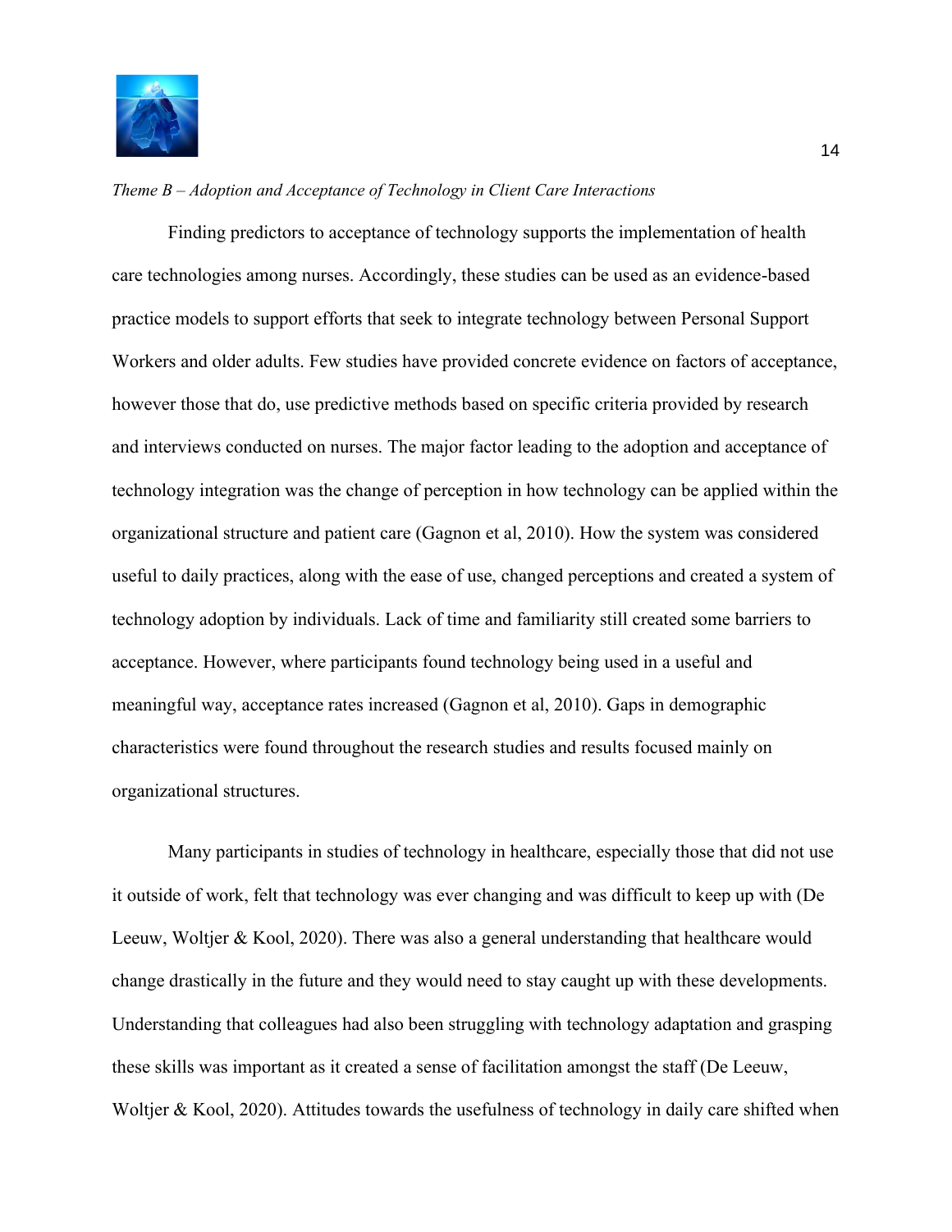*Theme B – Adoption and Acceptance of Technology in Client Care Interactions*

Finding predictors to acceptance of technology supports the implementation of health care technologies among nurses. Accordingly, these studies can be used as an evidence-based practice models to support efforts that seek to integrate technology between Personal Support Workers and older adults. Few studies have provided concrete evidence on factors of acceptance, however those that do, use predictive methods based on specific criteria provided by research and interviews conducted on nurses. The major factor leading to the adoption and acceptance of technology integration was the change of perception in how technology can be applied within the organizational structure and patient care (Gagnon et al, 2010). How the system was considered useful to daily practices, along with the ease of use, changed perceptions and created a system of technology adoption by individuals. Lack of time and familiarity still created some barriers to acceptance. However, where participants found technology being used in a useful and meaningful way, acceptance rates increased (Gagnon et al, 2010). Gaps in demographic characteristics were found throughout the research studies and results focused mainly on organizational structures.

Many participants in studies of technology in healthcare, especially those that did not use it outside of work, felt that technology was ever changing and was difficult to keep up with (De Leeuw, Woltjer & Kool, 2020). There was also a general understanding that healthcare would change drastically in the future and they would need to stay caught up with these developments. Understanding that colleagues had also been struggling with technology adaptation and grasping these skills was important as it created a sense of facilitation amongst the staff (De Leeuw, Woltjer & Kool, 2020). Attitudes towards the usefulness of technology in daily care shifted when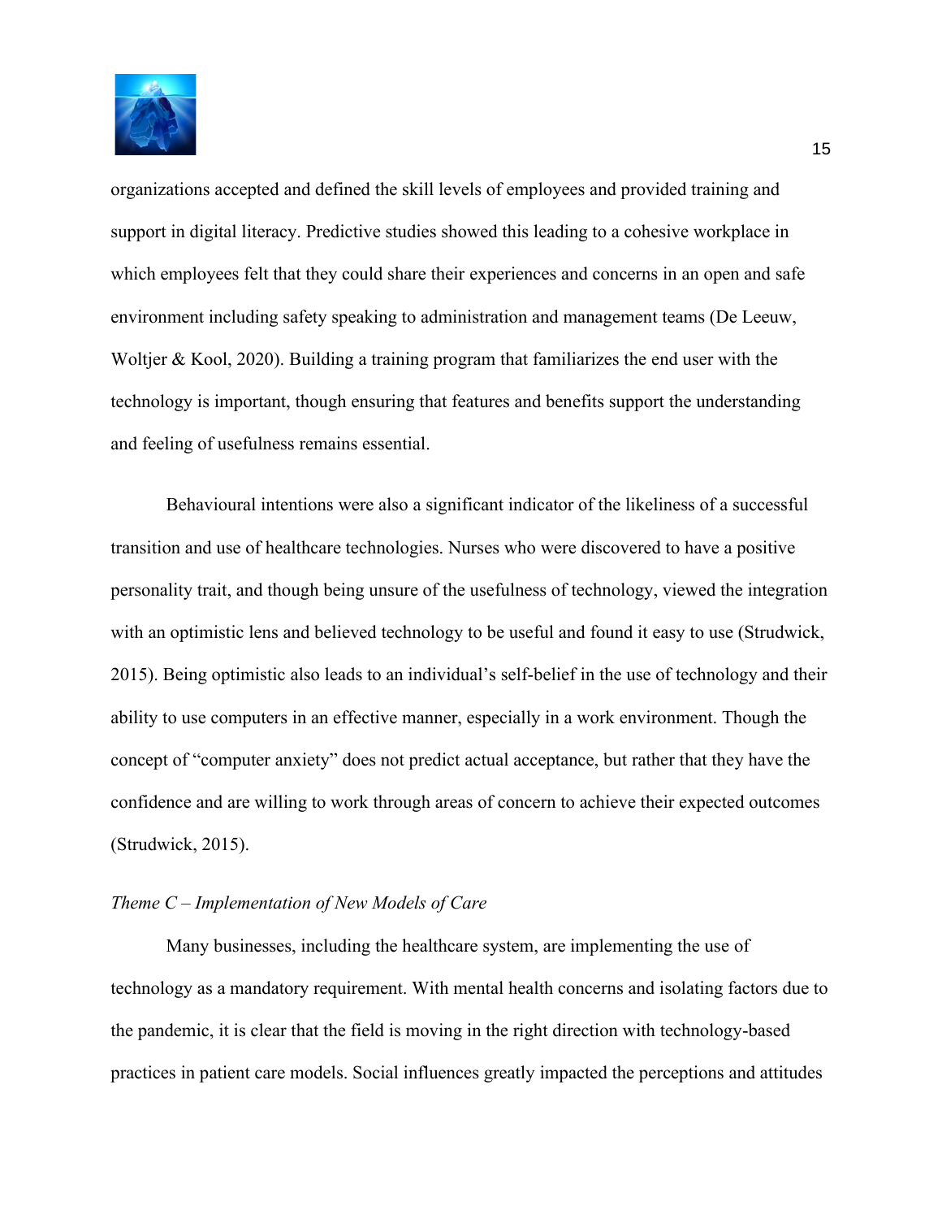organizations accepted and defined the skill levels of employees and provided training and support in digital literacy. Predictive studies showed this leading to a cohesive workplace in which employees felt that they could share their experiences and concerns in an open and safe environment including safety speaking to administration and management teams (De Leeuw, Woltjer & Kool, 2020). Building a training program that familiarizes the end user with the technology is important, though ensuring that features and benefits support the understanding and feeling of usefulness remains essential.

Behavioural intentions were also a significant indicator of the likeliness of a successful transition and use of healthcare technologies. Nurses who were discovered to have a positive personality trait, and though being unsure of the usefulness of technology, viewed the integration with an optimistic lens and believed technology to be useful and found it easy to use (Strudwick, 2015). Being optimistic also leads to an individual's self-belief in the use of technology and their ability to use computers in an effective manner, especially in a work environment. Though the concept of "computer anxiety" does not predict actual acceptance, but rather that they have the confidence and are willing to work through areas of concern to achieve their expected outcomes (Strudwick, 2015).

*Theme C – Implementation of New Models of Care*

Many businesses, including the healthcare system, are implementing the use of technology as a mandatory requirement. With mental health concerns and isolating factors due to the pandemic, it is clear that the field is moving in the right direction with technology-based practices in patient care models. Social influences greatly impacted the perceptions and attitudes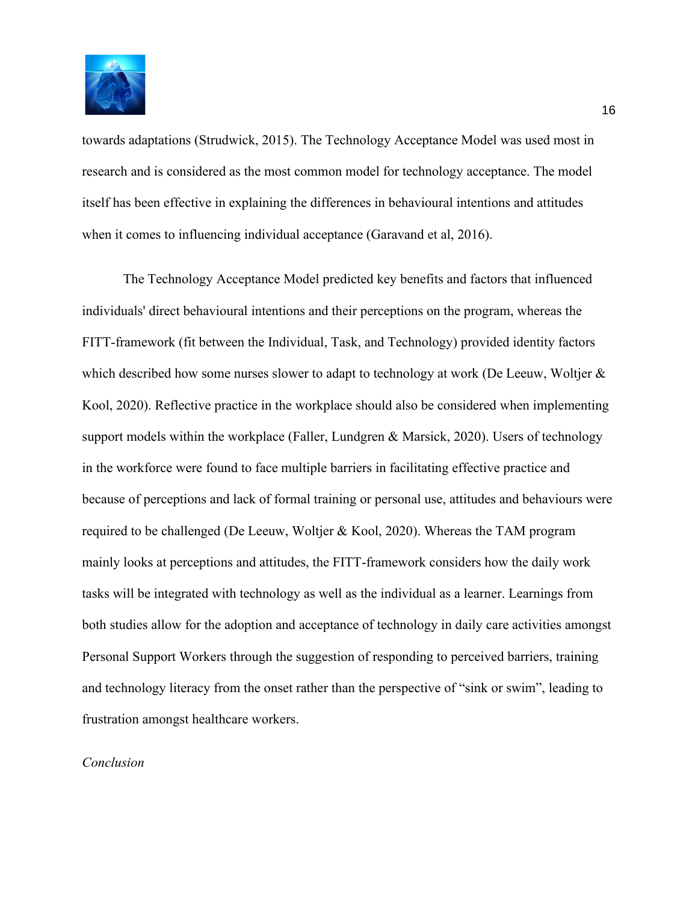towards adaptations (Strudwick, 2015). The Technology Acceptance Model was used most in research and is considered as the most common model for technology acceptance. The model itself has been effective in explaining the differences in behavioural intentions and attitudes when it comes to influencing individual acceptance (Garavand et al, 2016).

The Technology Acceptance Model predicted key benefits and factors that influenced individuals' direct behavioural intentions and their perceptions on the program, whereas the FITT-framework (fit between the Individual, Task, and Technology) provided identity factors which described how some nurses slower to adapt to technology at work (De Leeuw, Woltjer & Kool, 2020). Reflective practice in the workplace should also be considered when implementing support models within the workplace (Faller, Lundgren & Marsick, 2020). Users of technology in the workforce were found to face multiple barriers in facilitating effective practice and because of perceptions and lack of formal training or personal use, attitudes and behaviours were required to be challenged (De Leeuw, Woltjer & Kool, 2020). Whereas the TAM program mainly looks at perceptions and attitudes, the FITT-framework considers how the daily work tasks will be integrated with technology as well as the individual as a learner. Learnings from both studies allow for the adoption and acceptance of technology in daily care activities amongst Personal Support Workers through the suggestion of responding to perceived barriers, training and technology literacy from the onset rather than the perspective of "sink or swim", leading to frustration amongst healthcare workers.

*Conclusion*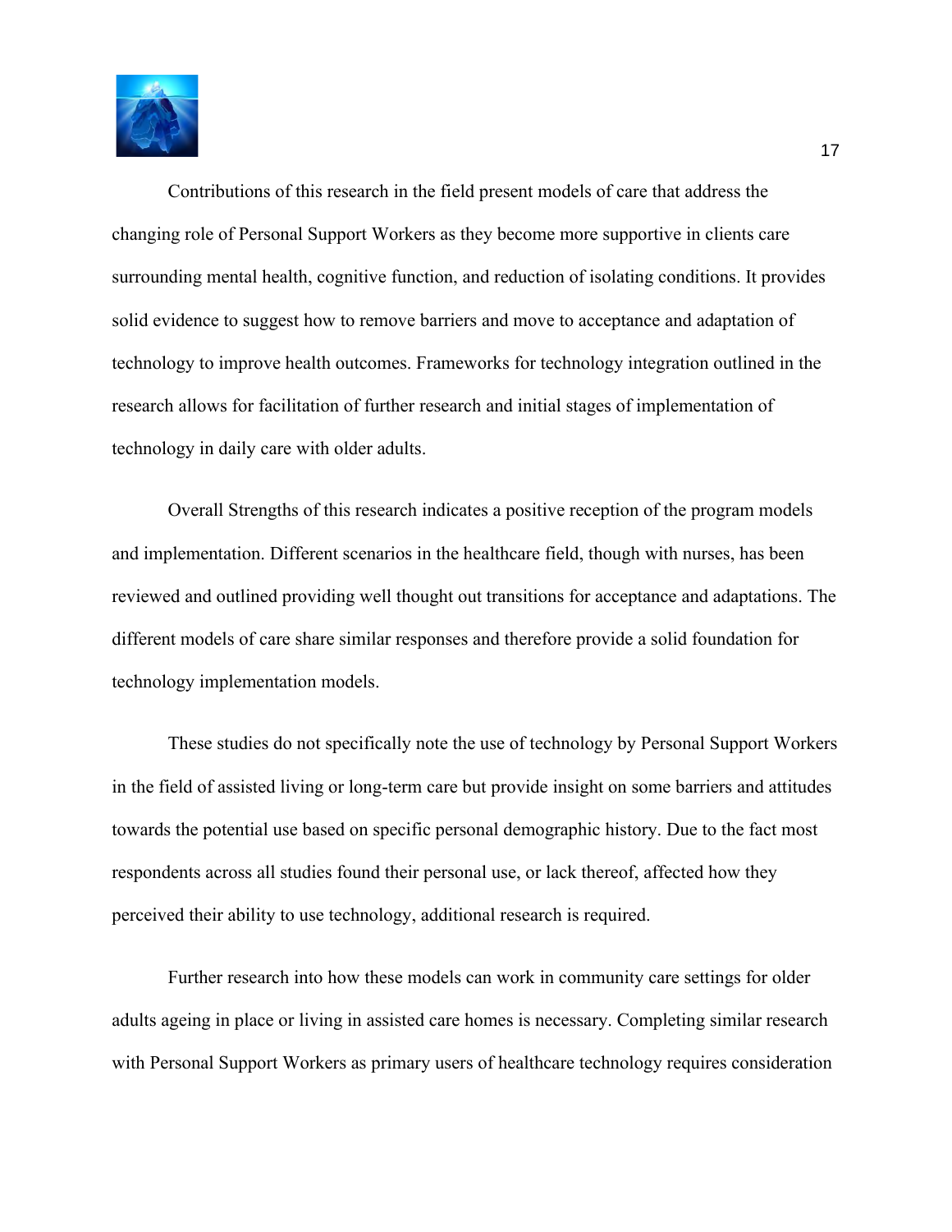Contributions of this research in the field present models of care that address the changing role of Personal Support Workers as they become more supportive in clients care surrounding mental health, cognitive function, and reduction of isolating conditions. It provides solid evidence to suggest how to remove barriers and move to acceptance and adaptation of technology to improve health outcomes. Frameworks for technology integration outlined in the research allows for facilitation of further research and initial stages of implementation of technology in daily care with older adults.

Overall Strengths of this research indicates a positive reception of the program models and implementation. Different scenarios in the healthcare field, though with nurses, has been reviewed and outlined providing well thought out transitions for acceptance and adaptations. The different models of care share similar responses and therefore provide a solid foundation for technology implementation models.

These studies do not specifically note the use of technology by Personal Support Workers in the field of assisted living or long-term care but provide insight on some barriers and attitudes towards the potential use based on specific personal demographic history. Due to the fact most respondents across all studies found their personal use, or lack thereof, affected how they perceived their ability to use technology, additional research is required.

Further research into how these models can work in community care settings for older adults ageing in place or living in assisted care homes is necessary. Completing similar research with Personal Support Workers as primary users of healthcare technology requires consideration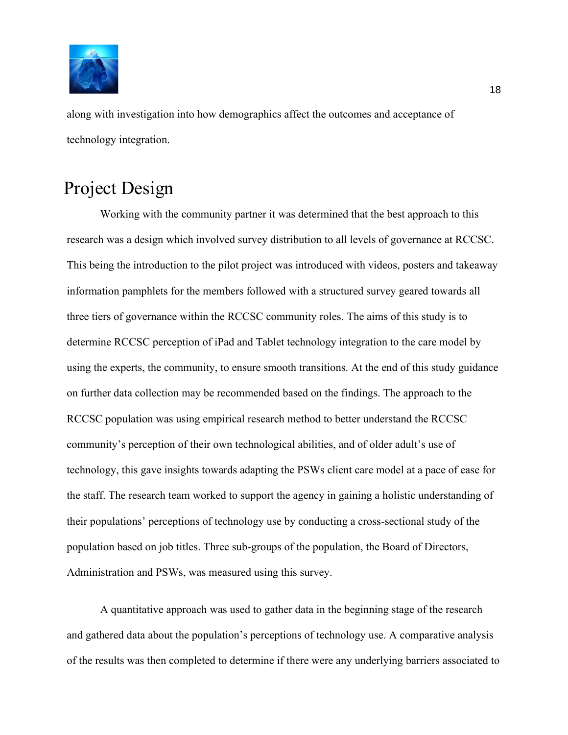along with investigation into how demographics affect the outcomes and acceptance of technology integration.

# Project Design

Working with the community partner it was determined that the best approach to this research was a design which involved survey distribution to all levels of governance at RCCSC. This being the introduction to the pilot project was introduced with videos, posters and takeaway information pamphlets for the members followed with a structured survey geared towards all three tiers of governance within the RCCSC community roles. The aims of this study is to determine RCCSC perception of iPad and Tablet technology integration to the care model by using the experts, the community, to ensure smooth transitions. At the end of this study guidance on further data collection may be recommended based on the findings. The approach to the RCCSC population was using empirical research method to better understand the RCCSC community's perception of their own technological abilities, and of older adult's use of technology, this gave insights towards adapting the PSWs client care model at a pace of ease for the staff. The research team worked to support the agency in gaining a holistic understanding of their populations' perceptions of technology use by conducting a cross-sectional study of the population based on job titles. Three sub-groups of the population, the Board of Directors, Administration and PSWs, was measured using this survey.

A quantitative approach was used to gather data in the beginning stage of the research and gathered data about the population's perceptions of technology use. A comparative analysis of the results was then completed to determine if there were any underlying barriers associated to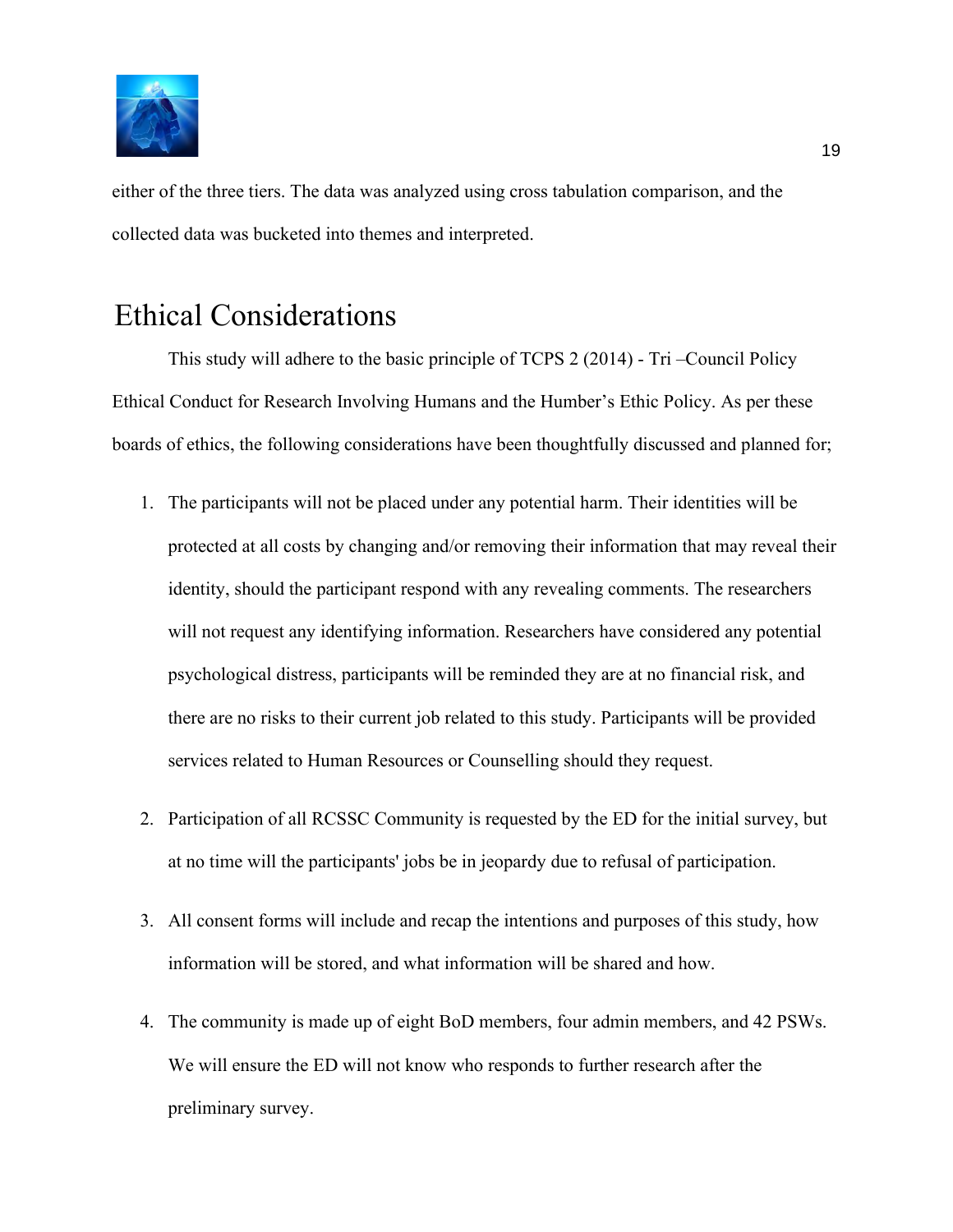either of the three tiers. The data was analyzed using cross tabulation comparison, and the collected data was bucketed into themes and interpreted.

# Ethical Considerations

This study will adhere to the basic principle of TCPS 2 (2014) - Tri –Council Policy Ethical Conduct for Research Involving Humans and the Humber's Ethic Policy. As per these boards of ethics, the following considerations have been thoughtfully discussed and planned for;

1. The participants will not be placed under any potential harm. Their identities will be protected at all costs by changing and/or removing their information that may reveal their identity, should the participant respond with any revealing comments. The researchers will not request any identifying information. Researchers have considered any potential psychological distress, participants will be reminded they are at no financial risk, and there are no risks to their current job related to this study. Participants will be provided services related to Human Resources or Counselling should they request.

2. Participation of all RCSSC Community is requested by the ED for the initial survey, but at no time will the participants' jobs be in jeopardy due to refusal of participation.

3. All consent forms will include and recap the intentions and purposes of this study, how information will be stored, and what information will be shared and how.

4. The community is made up of eight BoD members, four admin members, and 42 PSWs. We will ensure the ED will not know who responds to further research after the preliminary survey.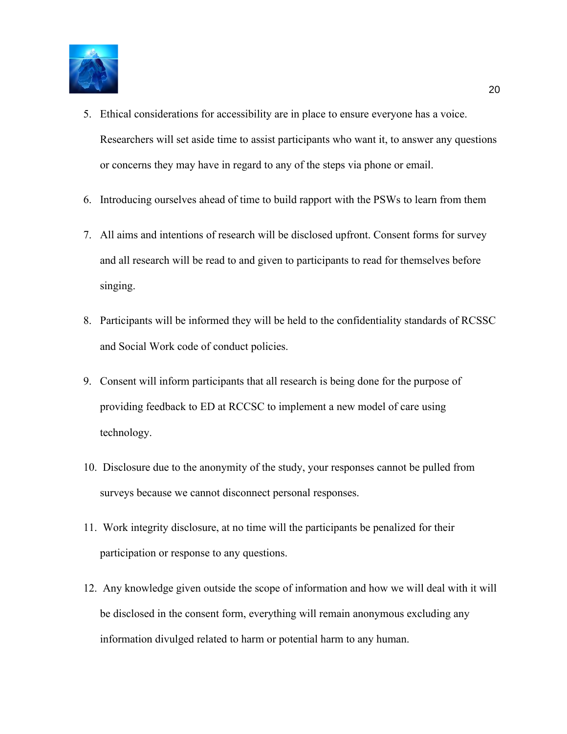5. Ethical considerations for accessibility are in place to ensure everyone has a voice. Researchers will set aside time to assist participants who want it, to answer any questions or concerns they may have in regard to any of the steps via phone or email.
6. Introducing ourselves ahead of time to build rapport with the PSWs to learn from them
7. All aims and intentions of research will be disclosed upfront. Consent forms for survey and all research will be read to and given to participants to read for themselves before singing.
8. Participants will be informed they will be held to the confidentiality standards of RCSSC and Social Work code of conduct policies.
9. Consent will inform participants that all research is being done for the purpose of providing feedback to ED at RCCSC to implement a new model of care using technology.
10. Disclosure due to the anonymity of the study, your responses cannot be pulled from surveys because we cannot disconnect personal responses.
11. Work integrity disclosure, at no time will the participants be penalized for their participation or response to any questions.
12. Any knowledge given outside the scope of information and how we will deal with it will be disclosed in the consent form, everything will remain anonymous excluding any information divulged related to harm or potential harm to any human.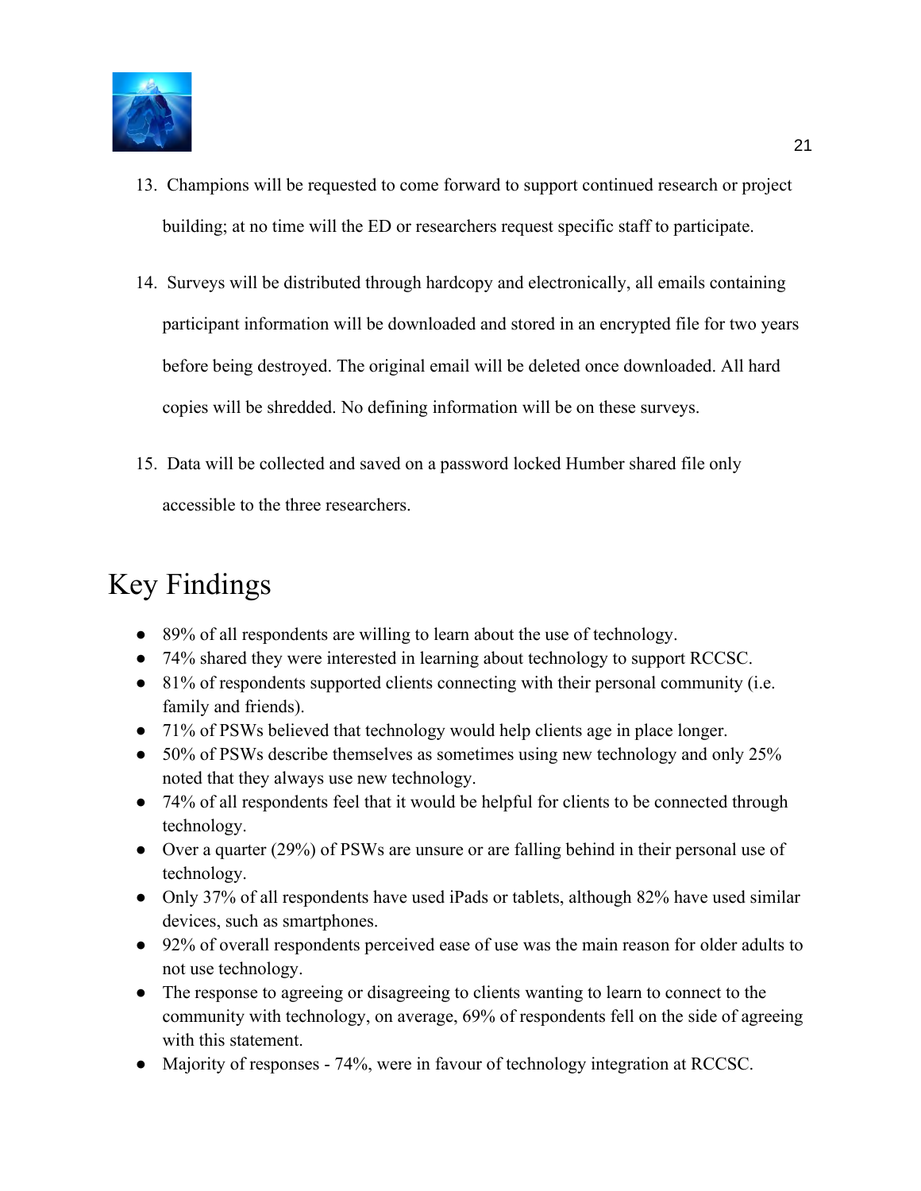13. Champions will be requested to come forward to support continued research or project building; at no time will the ED or researchers request specific staff to participate.

14. Surveys will be distributed through hardcopy and electronically, all emails containing participant information will be downloaded and stored in an encrypted file for two years before being destroyed. The original email will be deleted once downloaded. All hard copies will be shredded. No defining information will be on these surveys.

15. Data will be collected and saved on a password locked Humber shared file only accessible to the three researchers.

# Key Findings

- 89% of all respondents are willing to learn about the use of technology.
- 74% shared they were interested in learning about technology to support RCCSC.
- 81% of respondents supported clients connecting with their personal community (i.e. family and friends).
- 71% of PSWs believed that technology would help clients age in place longer.
- 50% of PSWs describe themselves as sometimes using new technology and only 25% noted that they always use new technology.
- 74% of all respondents feel that it would be helpful for clients to be connected through technology.
- Over a quarter (29%) of PSWs are unsure or are falling behind in their personal use of technology.
- Only 37% of all respondents have used iPads or tablets, although 82% have used similar devices, such as smartphones.
- 92% of overall respondents perceived ease of use was the main reason for older adults to not use technology.
- The response to agreeing or disagreeing to clients wanting to learn to connect to the community with technology, on average, 69% of respondents fell on the side of agreeing with this statement.
- Majority of responses - 74%, were in favour of technology integration at RCCSC.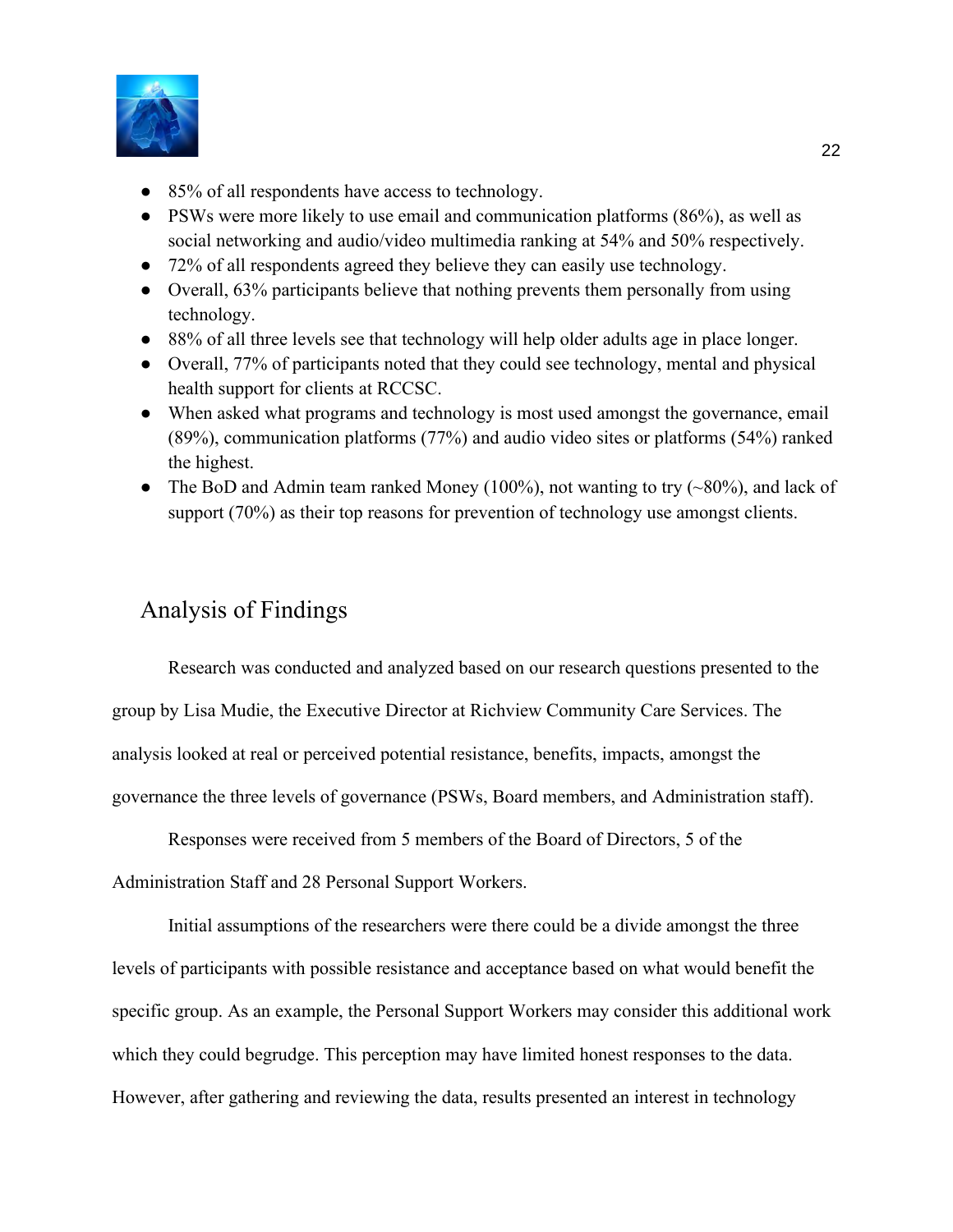- 85% of all respondents have access to technology.
- PSWs were more likely to use email and communication platforms (86%), as well as social networking and audio/video multimedia ranking at 54% and 50% respectively.
- 72% of all respondents agreed they believe they can easily use technology.
- Overall, 63% participants believe that nothing prevents them personally from using technology.
- 88% of all three levels see that technology will help older adults age in place longer.
- Overall, 77% of participants noted that they could see technology, mental and physical health support for clients at RCCSC.
- When asked what programs and technology is most used amongst the governance, email (89%), communication platforms (77%) and audio video sites or platforms (54%) ranked the highest.
- The BoD and Admin team ranked Money (100%), not wanting to try (~80%), and lack of support (70%) as their top reasons for prevention of technology use amongst clients.

## Analysis of Findings

Research was conducted and analyzed based on our research questions presented to the group by Lisa Mudie, the Executive Director at Richview Community Care Services. The analysis looked at real or perceived potential resistance, benefits, impacts, amongst the governance the three levels of governance (PSWs, Board members, and Administration staff).

Responses were received from 5 members of the Board of Directors, 5 of the Administration Staff and 28 Personal Support Workers.

Initial assumptions of the researchers were there could be a divide amongst the three levels of participants with possible resistance and acceptance based on what would benefit the specific group. As an example, the Personal Support Workers may consider this additional work which they could begrudge. This perception may have limited honest responses to the data. However, after gathering and reviewing the data, results presented an interest in technology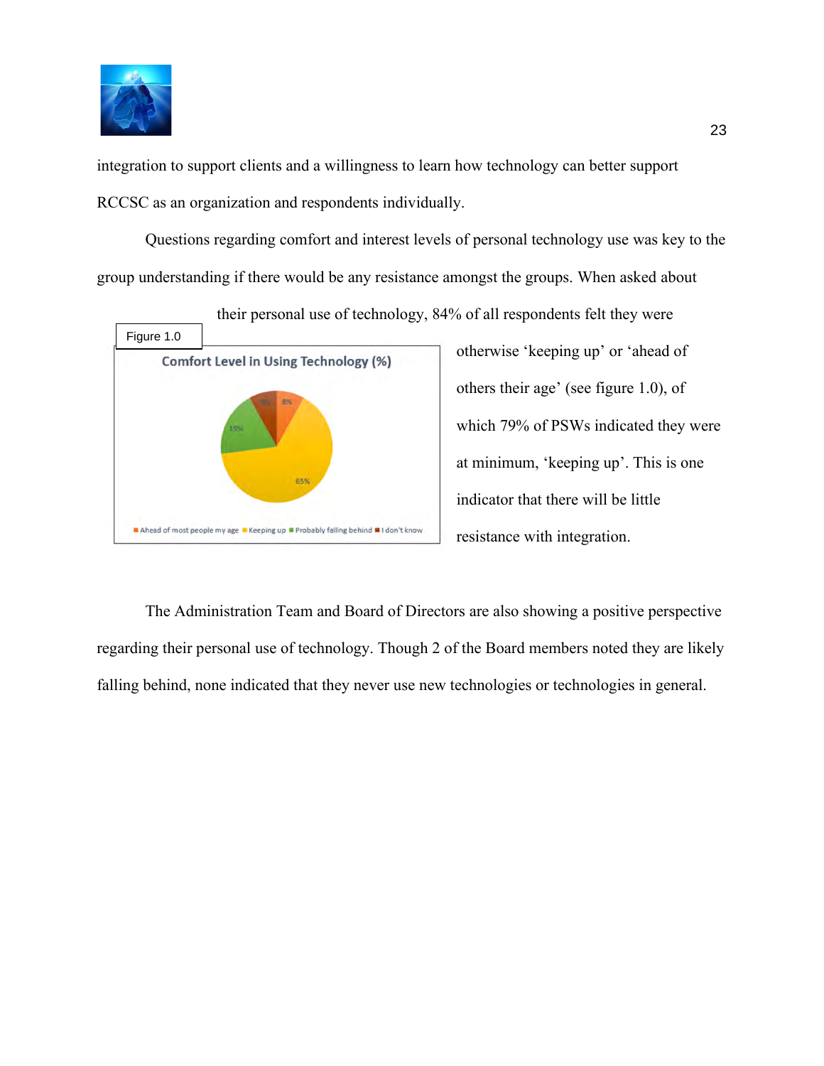integration to support clients and a willingness to learn how technology can better support RCCSC as an organization and respondents individually.

Questions regarding comfort and interest levels of personal technology use was key to the group understanding if there would be any resistance amongst the groups. When asked about their personal use of technology, 84% of all respondents felt they were otherwise 'keeping up' or 'ahead of others their age' (see figure 1.0), of which 79% of PSWs indicated they were at minimum, 'keeping up'. This is one indicator that there will be little resistance with integration.

Figure 1.0

Comfort Level in Using Technology (%)

Ahead of most people my age: 8%; Keeping up: 65%; Probably falling behind: 19%; I don't know: 8%

The Administration Team and Board of Directors are also showing a positive perspective regarding their personal use of technology. Though 2 of the Board members noted they are likely falling behind, none indicated that they never use new technologies or technologies in general.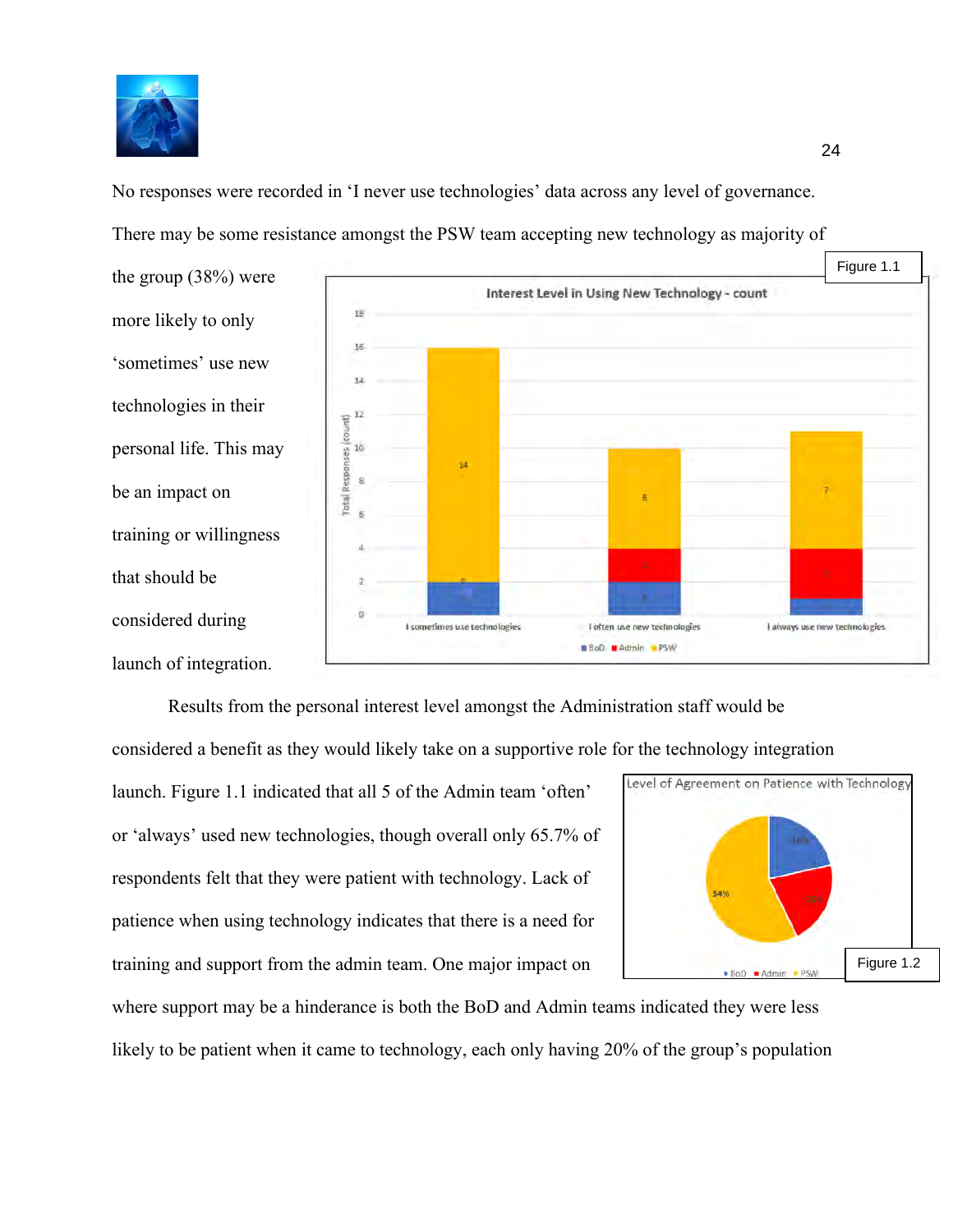No responses were recorded in 'I never use technologies' data across any level of governance.

There may be some resistance amongst the PSW team accepting new technology as majority of the group (38%) were more likely to only 'sometimes' use new technologies in their personal life. This may be an impact on training or willingness that should be considered during launch of integration.

Figure 1.1

Results from the personal interest level amongst the Administration staff would be considered a benefit as they would likely take on a supportive role for the technology integration launch. Figure 1.1 indicated that all 5 of the Admin team 'often' or 'always' used new technologies, though overall only 65.7% of respondents felt that they were patient with technology. Lack of patience when using technology indicates that there is a need for training and support from the admin team. One major impact on where support may be a hinderance is both the BoD and Admin teams indicated they were less likely to be patient when it came to technology, each only having 20% of the group's population

Figure 1.2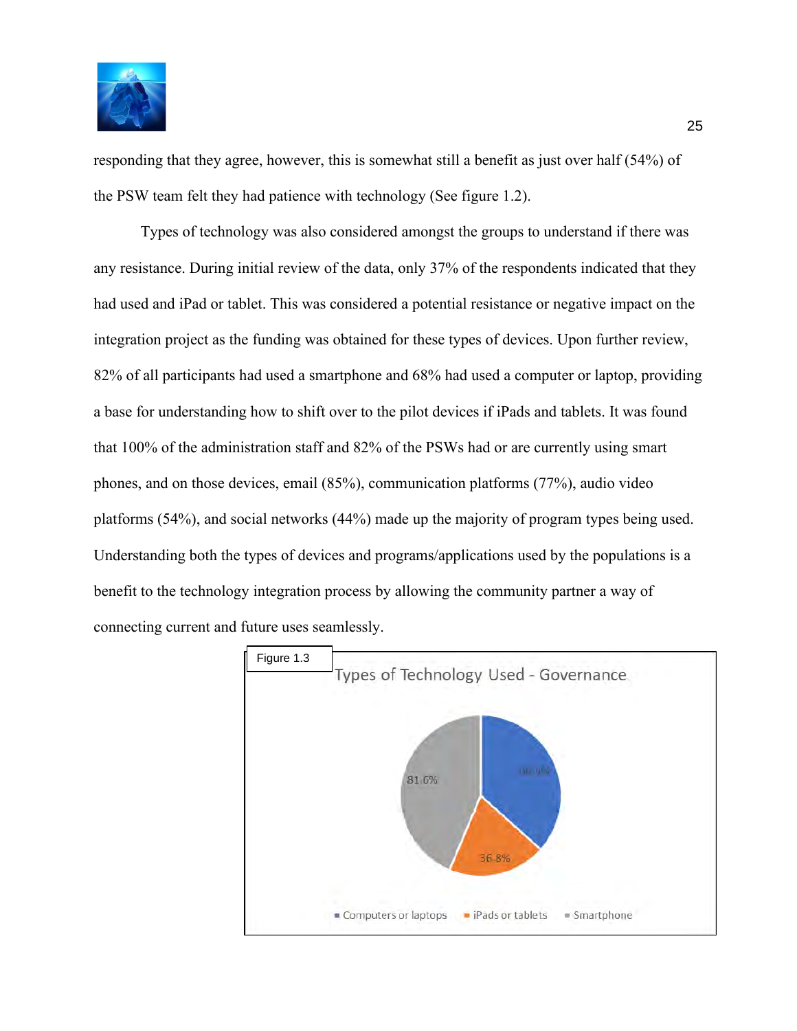responding that they agree, however, this is somewhat still a benefit as just over half (54%) of the PSW team felt they had patience with technology (See figure 1.2).

Types of technology was also considered amongst the groups to understand if there was any resistance. During initial review of the data, only 37% of the respondents indicated that they had used and iPad or tablet. This was considered a potential resistance or negative impact on the integration project as the funding was obtained for these types of devices. Upon further review, 82% of all participants had used a smartphone and 68% had used a computer or laptop, providing a base for understanding how to shift over to the pilot devices if iPads and tablets. It was found that 100% of the administration staff and 82% of the PSWs had or are currently using smart phones, and on those devices, email (85%), communication platforms (77%), audio video platforms (54%), and social networks (44%) made up the majority of program types being used. Understanding both the types of devices and programs/applications used by the populations is a benefit to the technology integration process by allowing the community partner a way of connecting current and future uses seamlessly.

Figure 1.3

Types of Technology Used - Governance

81.6%

36.8%

Computers or laptops

iPads or tablets

Smartphone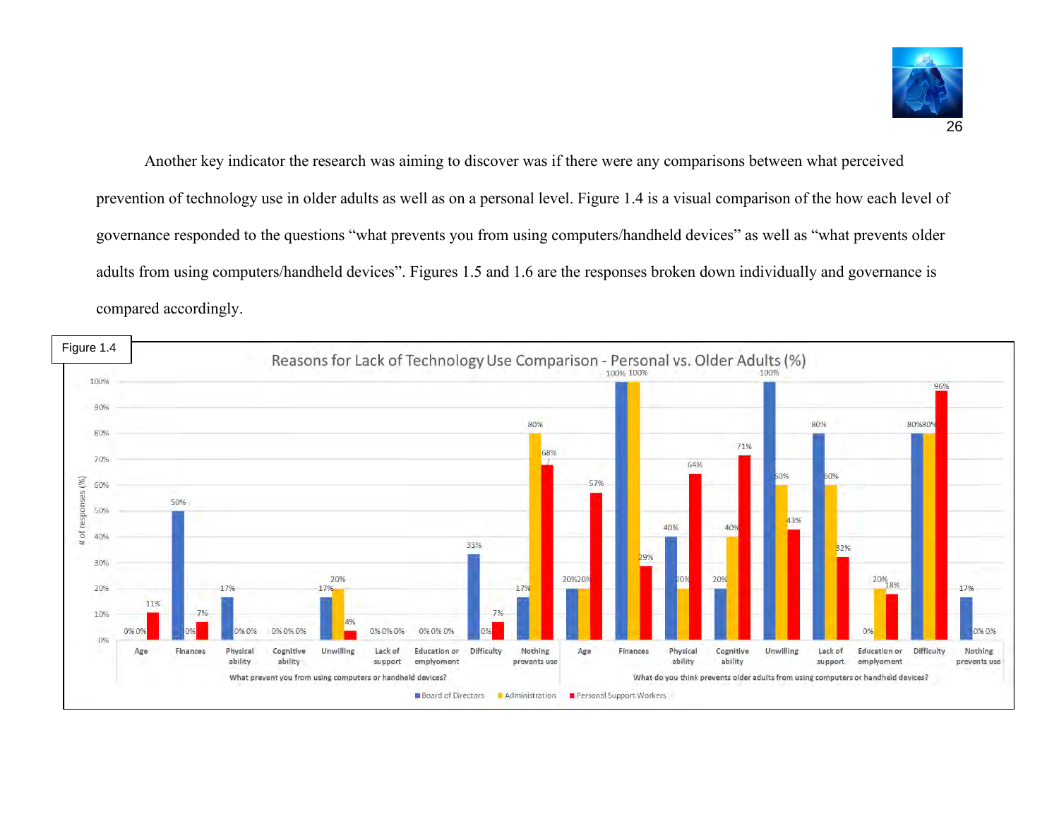Another key indicator the research was aiming to discover was if there were any comparisons between what perceived prevention of technology use in older adults as well as on a personal level. Figure 1.4 is a visual comparison of the how each level of governance responded to the questions "what prevents you from using computers/handheld devices" as well as "what prevents older adults from using computers/handheld devices". Figures 1.5 and 1.6 are the responses broken down individually and governance is compared accordingly.

Figure 1.4

Reasons for Lack of Technology Use Comparison - Personal vs. Older Adults (%)

# of responses (%)

100%
90%
80%
70%
60%
50%
40%
30%
20%
10%
0%

What prevent you from using computers or handheld devices?

Age: 0% 0% 11%
Finances: 50% 0% 7%
Physical ability: 17% 0% 0%
Cognitive ability: 0% 0% 0%
Unwilling: 17% 20% 4%
Lack of support: 0% 0% 0%
Education or employment: 0% 0% 0%
Difficulty: 33% 0% 7%
Nothing prevents use: 17% 80% 68%

What do you think prevents older adults from using computers or handheld devices?

Age: 20% 20% 57%
Finances: 100% 100% 29%
Physical ability: 40% 20% 64%
Cognitive ability: 20% 40% 71%
Unwilling: 100% 60% 43%
Lack of support: 80% 60% 32%
Education or employment: 0% 20% 18%
Difficulty: 80% 80% 96%
Nothing prevents use: 17% 0% 0%

Board of Directors
Administration
Personal Support Workers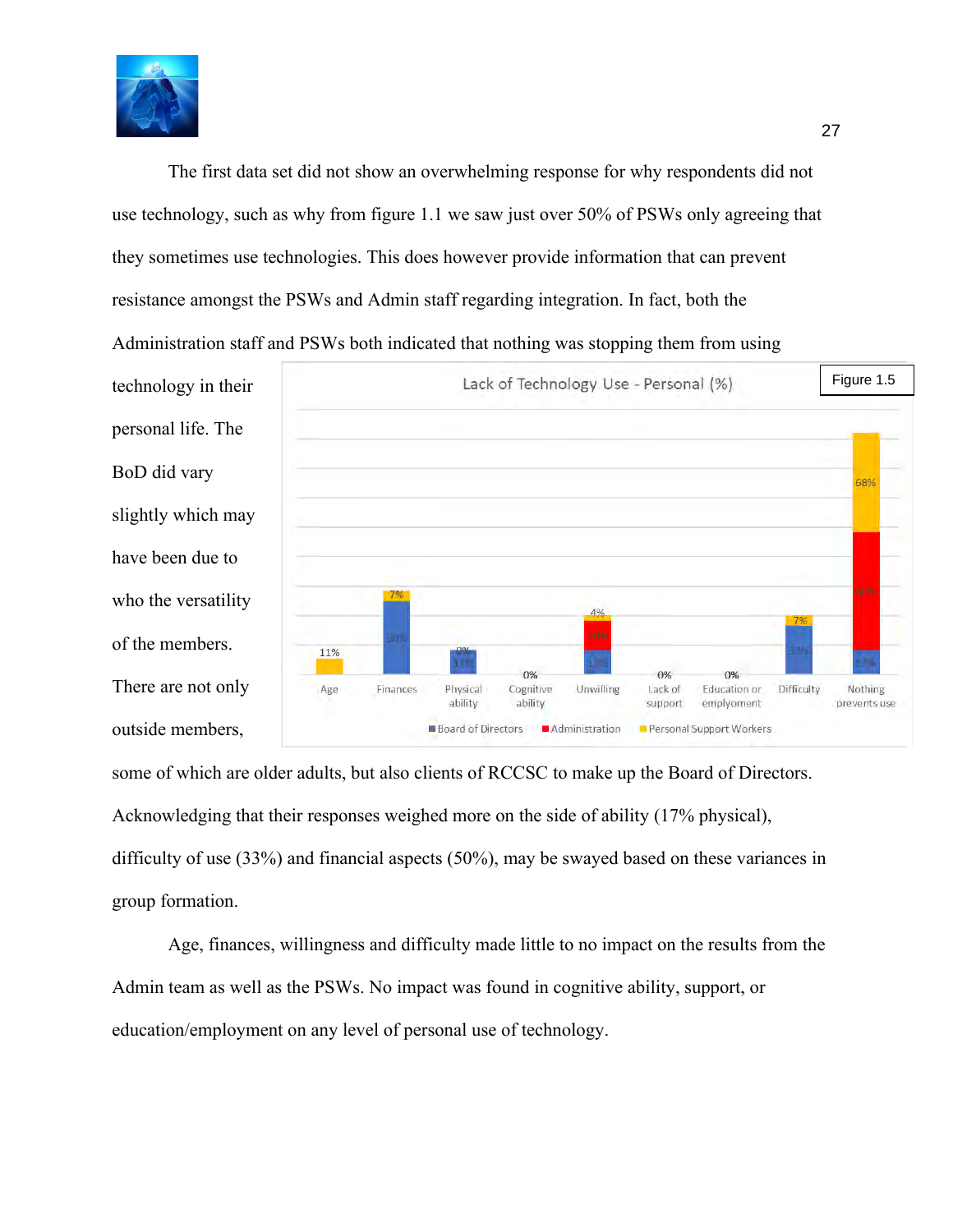The first data set did not show an overwhelming response for why respondents did not use technology, such as why from figure 1.1 we saw just over 50% of PSWs only agreeing that they sometimes use technologies. This does however provide information that can prevent resistance amongst the PSWs and Admin staff regarding integration. In fact, both the Administration staff and PSWs both indicated that nothing was stopping them from using technology in their personal life. The BoD did vary slightly which may have been due to who the versatility of the members. There are not only outside members, some of which are older adults, but also clients of RCCSC to make up the Board of Directors. Acknowledging that their responses weighed more on the side of ability (17% physical), difficulty of use (33%) and financial aspects (50%), may be swayed based on these variances in group formation.

Figure 1.5

Lack of Technology Use - Personal (%)

11%
7%
50%
0%
17%
0%
4%
20%
17%
0%
0%
7%
33%
68%
83%
17%

Age
Finances
Physical ability
Cognitive ability
Unwilling
Lack of support
Education or employment
Difficulty
Nothing prevents use

Board of Directors
Administration
Personal Support Workers

Age, finances, willingness and difficulty made little to no impact on the results from the Admin team as well as the PSWs. No impact was found in cognitive ability, support, or education/employment on any level of personal use of technology.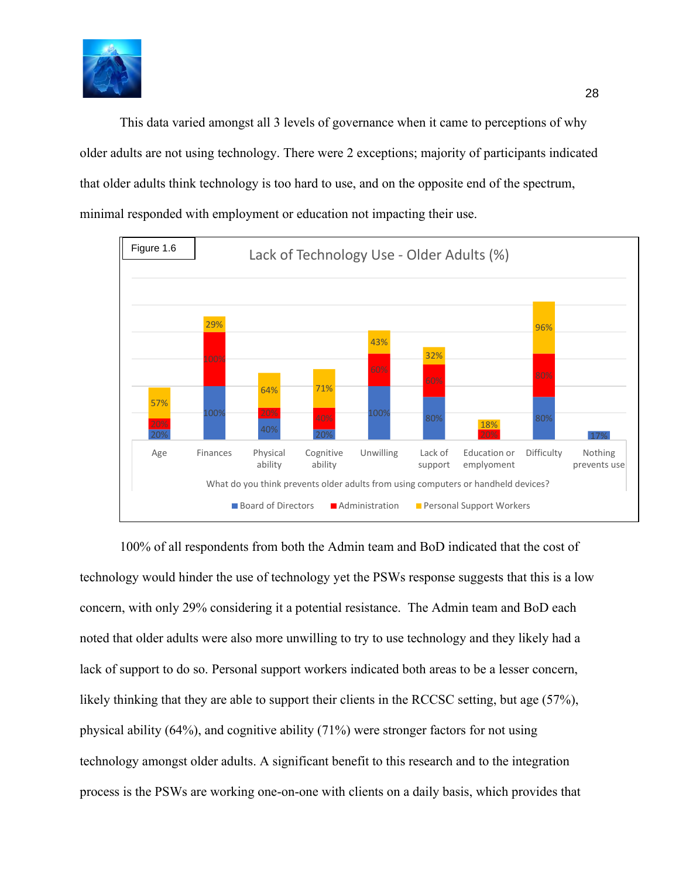This data varied amongst all 3 levels of governance when it came to perceptions of why older adults are not using technology. There were 2 exceptions; majority of participants indicated that older adults think technology is too hard to use, and on the opposite end of the spectrum, minimal responded with employment or education not impacting their use.

Figure 1.6

Lack of Technology Use - Older Adults (%)

Age: 20%, 20%, 57%
Finances: 100%, 100%, 29%
Physical ability: 40%, 20%, 64%
Cognitive ability: 20%, 40%, 71%
Unwilling: 100%, 60%, 43%
Lack of support: 80%, 60%, 32%
Education or employment: 20%, 18%
Difficulty: 80%, 80%, 96%
Nothing prevents use: 17%

What do you think prevents older adults from using computers or handheld devices?

Board of Directors, Administration, Personal Support Workers

100% of all respondents from both the Admin team and BoD indicated that the cost of technology would hinder the use of technology yet the PSWs response suggests that this is a low concern, with only 29% considering it a potential resistance. The Admin team and BoD each noted that older adults were also more unwilling to try to use technology and they likely had a lack of support to do so. Personal support workers indicated both areas to be a lesser concern, likely thinking that they are able to support their clients in the RCCSC setting, but age (57%), physical ability (64%), and cognitive ability (71%) were stronger factors for not using technology amongst older adults. A significant benefit to this research and to the integration process is the PSWs are working one-on-one with clients on a daily basis, which provides that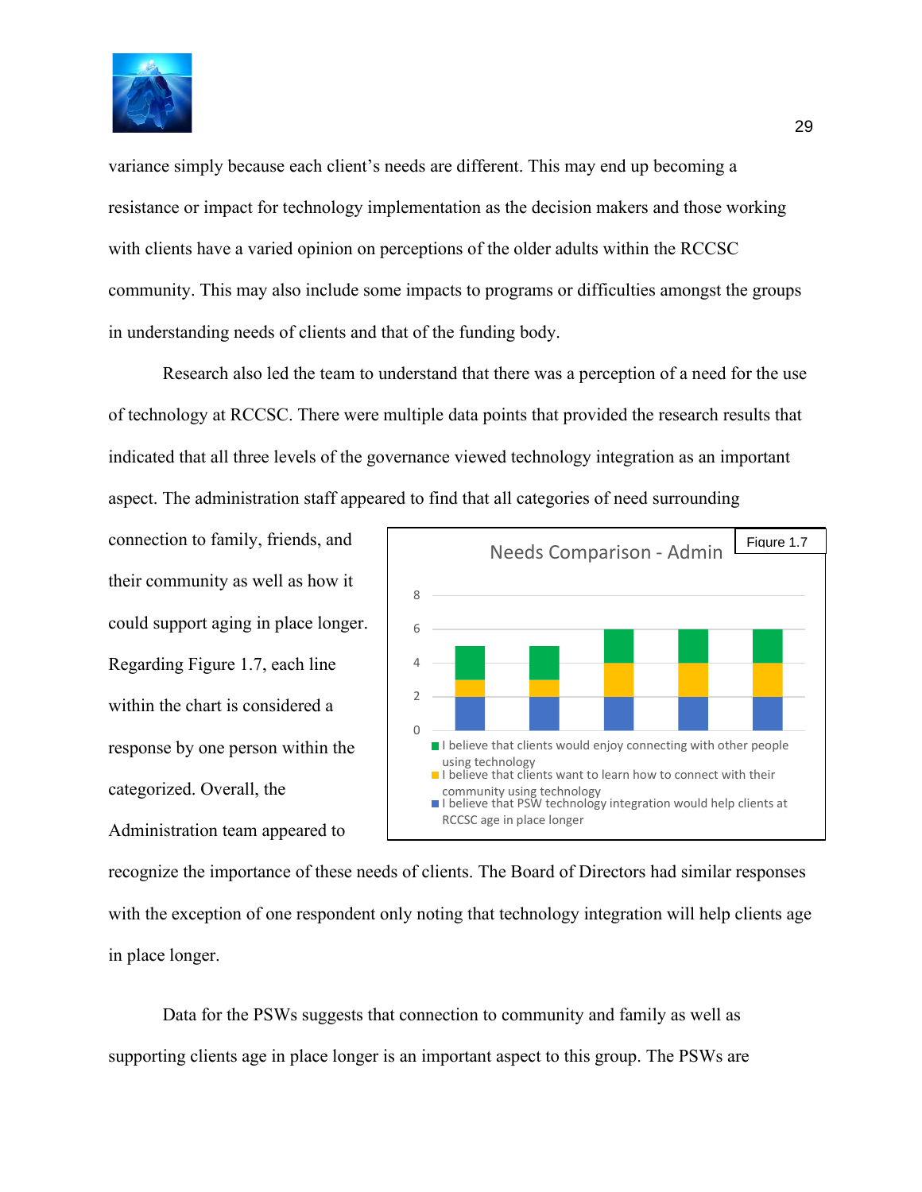variance simply because each client's needs are different. This may end up becoming a resistance or impact for technology implementation as the decision makers and those working with clients have a varied opinion on perceptions of the older adults within the RCCSC community. This may also include some impacts to programs or difficulties amongst the groups in understanding needs of clients and that of the funding body.

Research also led the team to understand that there was a perception of a need for the use of technology at RCCSC. There were multiple data points that provided the research results that indicated that all three levels of the governance viewed technology integration as an important aspect. The administration staff appeared to find that all categories of need surrounding connection to family, friends, and their community as well as how it could support aging in place longer. Regarding Figure 1.7, each line within the chart is considered a response by one person within the categorized. Overall, the Administration team appeared to recognize the importance of these needs of clients. The Board of Directors had similar responses with the exception of one respondent only noting that technology integration will help clients age in place longer.

Figure 1.7

Needs Comparison - Admin

- I believe that clients would enjoy connecting with other people using technology
- I believe that clients want to learn how to connect with their community using technology
- I believe that PSW technology integration would help clients at RCCSC age in place longer

Data for the PSWs suggests that connection to community and family as well as supporting clients age in place longer is an important aspect to this group. The PSWs are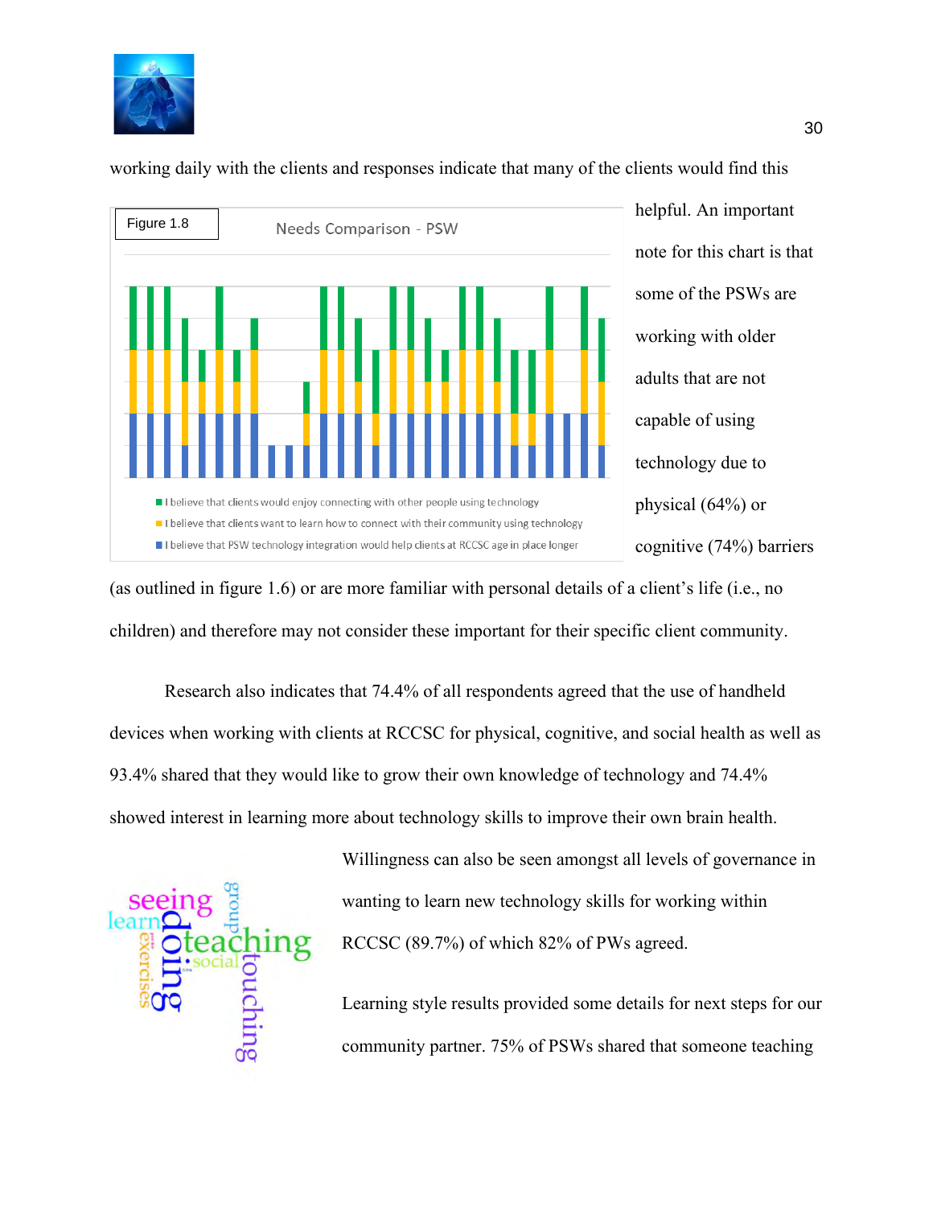working daily with the clients and responses indicate that many of the clients would find this helpful. An important note for this chart is that some of the PSWs are working with older adults that are not capable of using technology due to physical (64%) or cognitive (74%) barriers

Figure 1.8

Needs Comparison - PSW

I believe that clients would enjoy connecting with other people using technology

I believe that clients want to learn how to connect with their community using technology

I believe that PSW technology integration would help clients at RCCSC age in place longer

(as outlined in figure 1.6) or are more familiar with personal details of a client's life (i.e., no children) and therefore may not consider these important for their specific client community.

Research also indicates that 74.4% of all respondents agreed that the use of handheld devices when working with clients at RCCSC for physical, cognitive, and social health as well as 93.4% shared that they would like to grow their own knowledge of technology and 74.4% showed interest in learning more about technology skills to improve their own brain health.

seeing learn doing teaching social exercises group touching

Willingness can also be seen amongst all levels of governance in wanting to learn new technology skills for working within RCCSC (89.7%) of which 82% of PWs agreed.

Learning style results provided some details for next steps for our community partner. 75% of PSWs shared that someone teaching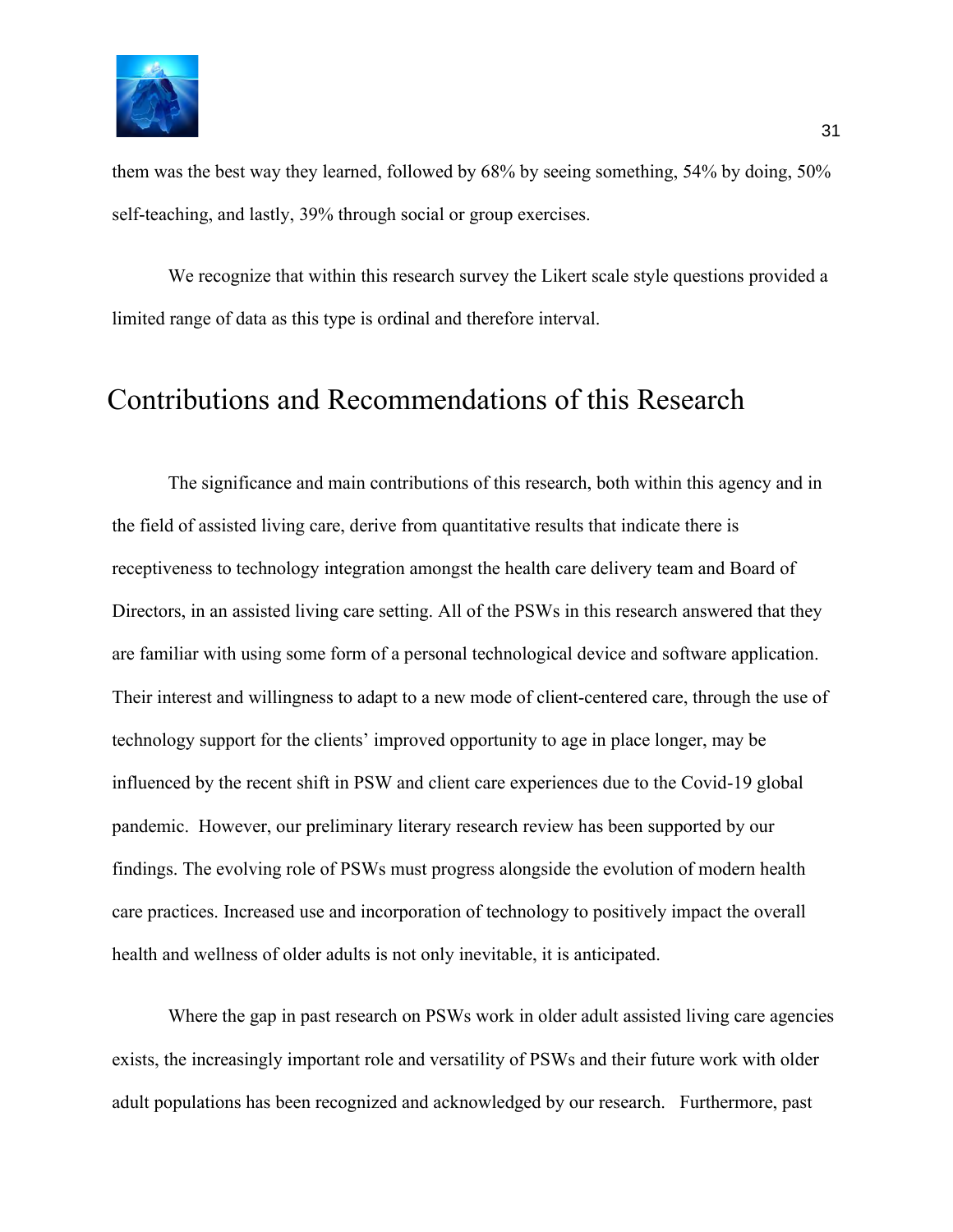them was the best way they learned, followed by 68% by seeing something, 54% by doing, 50% self-teaching, and lastly, 39% through social or group exercises.

We recognize that within this research survey the Likert scale style questions provided a limited range of data as this type is ordinal and therefore interval.

## Contributions and Recommendations of this Research

The significance and main contributions of this research, both within this agency and in the field of assisted living care, derive from quantitative results that indicate there is receptiveness to technology integration amongst the health care delivery team and Board of Directors, in an assisted living care setting. All of the PSWs in this research answered that they are familiar with using some form of a personal technological device and software application. Their interest and willingness to adapt to a new mode of client-centered care, through the use of technology support for the clients' improved opportunity to age in place longer, may be influenced by the recent shift in PSW and client care experiences due to the Covid-19 global pandemic. However, our preliminary literary research review has been supported by our findings. The evolving role of PSWs must progress alongside the evolution of modern health care practices. Increased use and incorporation of technology to positively impact the overall health and wellness of older adults is not only inevitable, it is anticipated.

Where the gap in past research on PSWs work in older adult assisted living care agencies exists, the increasingly important role and versatility of PSWs and their future work with older adult populations has been recognized and acknowledged by our research. Furthermore, past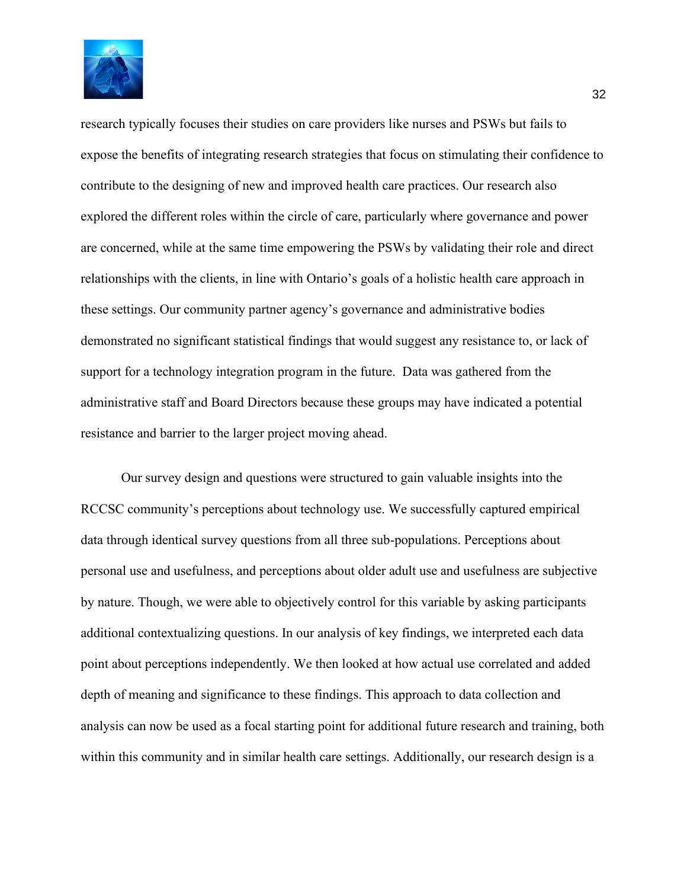research typically focuses their studies on care providers like nurses and PSWs but fails to expose the benefits of integrating research strategies that focus on stimulating their confidence to contribute to the designing of new and improved health care practices. Our research also explored the different roles within the circle of care, particularly where governance and power are concerned, while at the same time empowering the PSWs by validating their role and direct relationships with the clients, in line with Ontario's goals of a holistic health care approach in these settings. Our community partner agency's governance and administrative bodies demonstrated no significant statistical findings that would suggest any resistance to, or lack of support for a technology integration program in the future. Data was gathered from the administrative staff and Board Directors because these groups may have indicated a potential resistance and barrier to the larger project moving ahead.

Our survey design and questions were structured to gain valuable insights into the RCCSC community's perceptions about technology use. We successfully captured empirical data through identical survey questions from all three sub-populations. Perceptions about personal use and usefulness, and perceptions about older adult use and usefulness are subjective by nature. Though, we were able to objectively control for this variable by asking participants additional contextualizing questions. In our analysis of key findings, we interpreted each data point about perceptions independently. We then looked at how actual use correlated and added depth of meaning and significance to these findings. This approach to data collection and analysis can now be used as a focal starting point for additional future research and training, both within this community and in similar health care settings. Additionally, our research design is a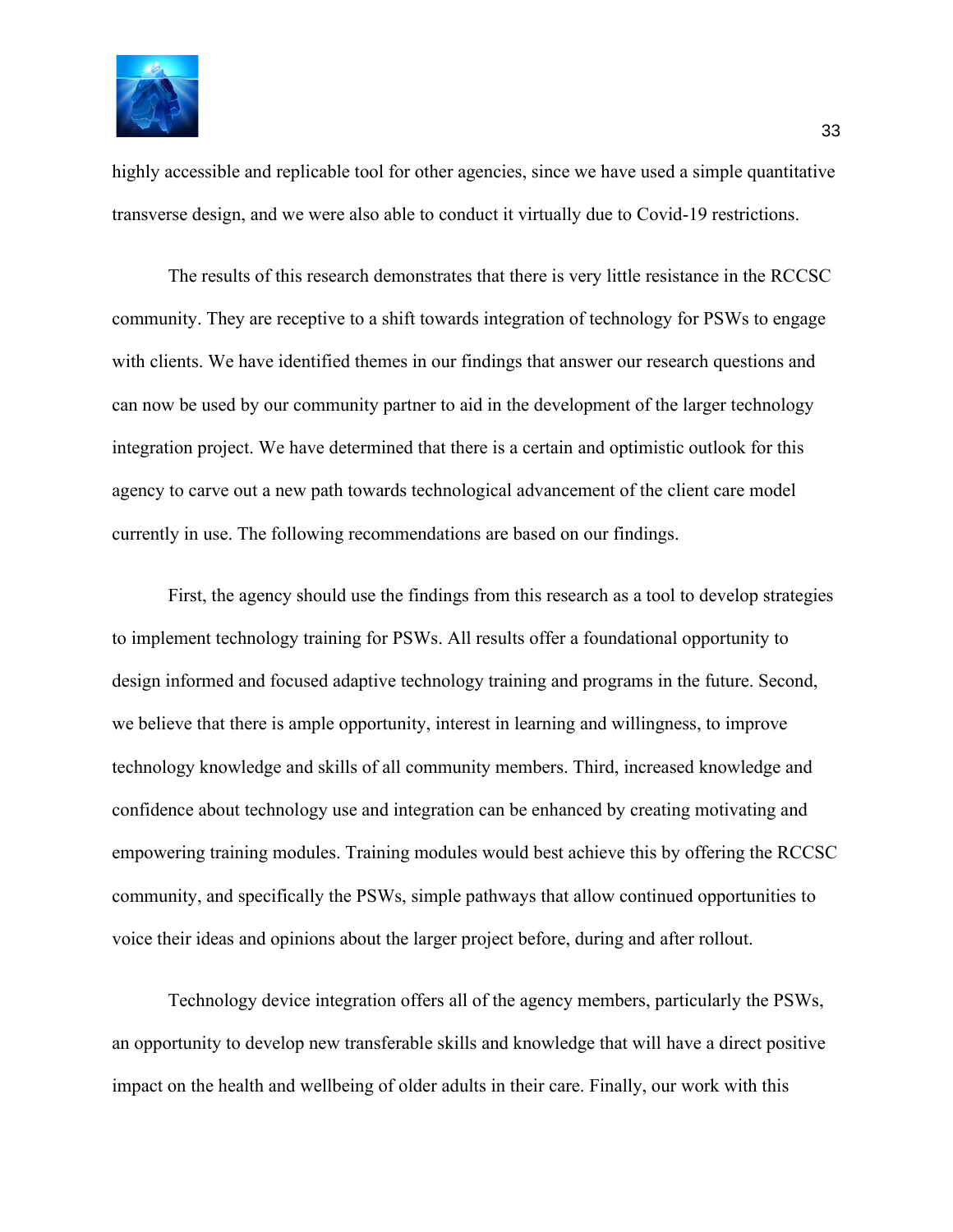highly accessible and replicable tool for other agencies, since we have used a simple quantitative transverse design, and we were also able to conduct it virtually due to Covid-19 restrictions.

The results of this research demonstrates that there is very little resistance in the RCCSC community. They are receptive to a shift towards integration of technology for PSWs to engage with clients. We have identified themes in our findings that answer our research questions and can now be used by our community partner to aid in the development of the larger technology integration project. We have determined that there is a certain and optimistic outlook for this agency to carve out a new path towards technological advancement of the client care model currently in use. The following recommendations are based on our findings.

First, the agency should use the findings from this research as a tool to develop strategies to implement technology training for PSWs. All results offer a foundational opportunity to design informed and focused adaptive technology training and programs in the future. Second, we believe that there is ample opportunity, interest in learning and willingness, to improve technology knowledge and skills of all community members. Third, increased knowledge and confidence about technology use and integration can be enhanced by creating motivating and empowering training modules. Training modules would best achieve this by offering the RCCSC community, and specifically the PSWs, simple pathways that allow continued opportunities to voice their ideas and opinions about the larger project before, during and after rollout.

Technology device integration offers all of the agency members, particularly the PSWs, an opportunity to develop new transferable skills and knowledge that will have a direct positive impact on the health and wellbeing of older adults in their care. Finally, our work with this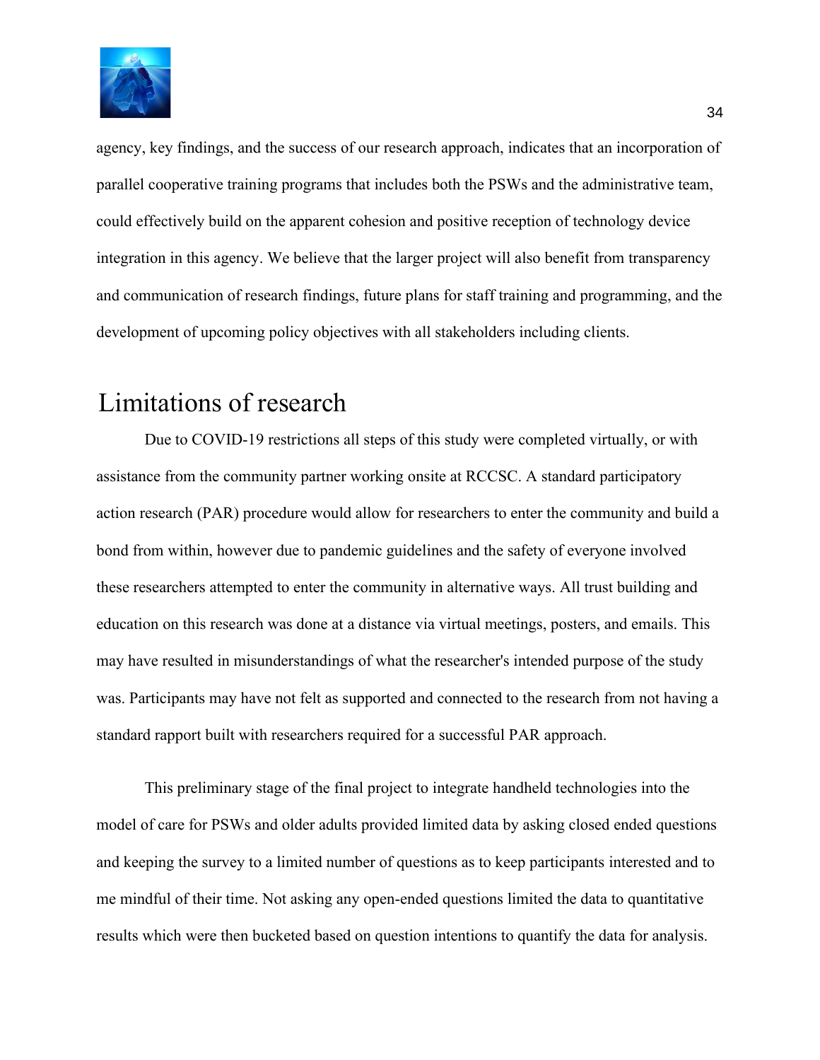agency, key findings, and the success of our research approach, indicates that an incorporation of parallel cooperative training programs that includes both the PSWs and the administrative team, could effectively build on the apparent cohesion and positive reception of technology device integration in this agency. We believe that the larger project will also benefit from transparency and communication of research findings, future plans for staff training and programming, and the development of upcoming policy objectives with all stakeholders including clients.

# Limitations of research

Due to COVID-19 restrictions all steps of this study were completed virtually, or with assistance from the community partner working onsite at RCCSC. A standard participatory action research (PAR) procedure would allow for researchers to enter the community and build a bond from within, however due to pandemic guidelines and the safety of everyone involved these researchers attempted to enter the community in alternative ways. All trust building and education on this research was done at a distance via virtual meetings, posters, and emails. This may have resulted in misunderstandings of what the researcher's intended purpose of the study was. Participants may have not felt as supported and connected to the research from not having a standard rapport built with researchers required for a successful PAR approach.

This preliminary stage of the final project to integrate handheld technologies into the model of care for PSWs and older adults provided limited data by asking closed ended questions and keeping the survey to a limited number of questions as to keep participants interested and to me mindful of their time. Not asking any open-ended questions limited the data to quantitative results which were then bucketed based on question intentions to quantify the data for analysis.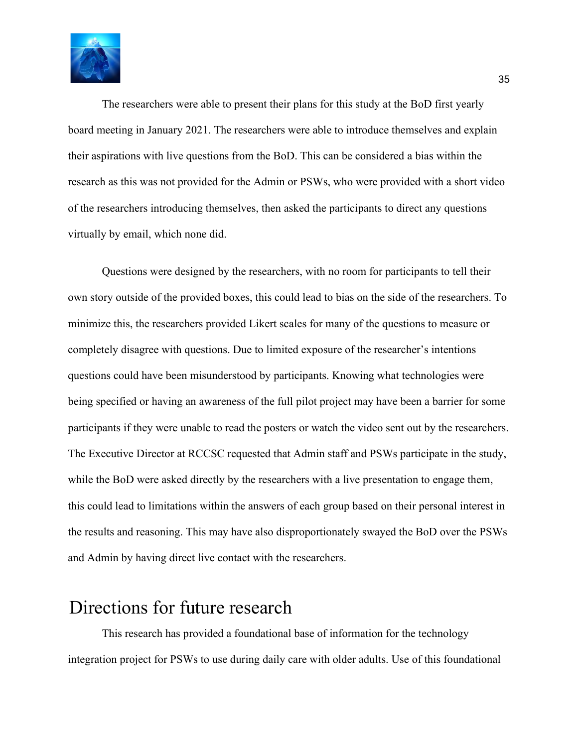The researchers were able to present their plans for this study at the BoD first yearly board meeting in January 2021. The researchers were able to introduce themselves and explain their aspirations with live questions from the BoD. This can be considered a bias within the research as this was not provided for the Admin or PSWs, who were provided with a short video of the researchers introducing themselves, then asked the participants to direct any questions virtually by email, which none did.

Questions were designed by the researchers, with no room for participants to tell their own story outside of the provided boxes, this could lead to bias on the side of the researchers. To minimize this, the researchers provided Likert scales for many of the questions to measure or completely disagree with questions. Due to limited exposure of the researcher's intentions questions could have been misunderstood by participants. Knowing what technologies were being specified or having an awareness of the full pilot project may have been a barrier for some participants if they were unable to read the posters or watch the video sent out by the researchers. The Executive Director at RCCSC requested that Admin staff and PSWs participate in the study, while the BoD were asked directly by the researchers with a live presentation to engage them, this could lead to limitations within the answers of each group based on their personal interest in the results and reasoning. This may have also disproportionately swayed the BoD over the PSWs and Admin by having direct live contact with the researchers.

## Directions for future research

This research has provided a foundational base of information for the technology integration project for PSWs to use during daily care with older adults. Use of this foundational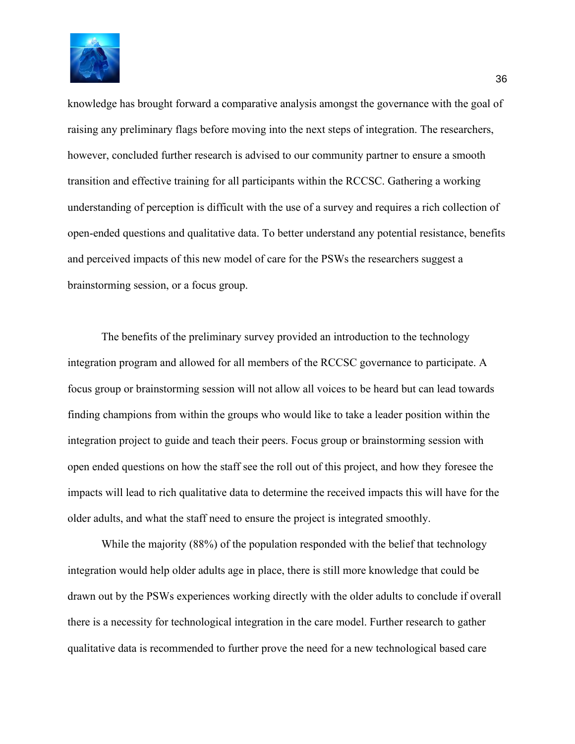knowledge has brought forward a comparative analysis amongst the governance with the goal of raising any preliminary flags before moving into the next steps of integration. The researchers, however, concluded further research is advised to our community partner to ensure a smooth transition and effective training for all participants within the RCCSC. Gathering a working understanding of perception is difficult with the use of a survey and requires a rich collection of open-ended questions and qualitative data. To better understand any potential resistance, benefits and perceived impacts of this new model of care for the PSWs the researchers suggest a brainstorming session, or a focus group.

The benefits of the preliminary survey provided an introduction to the technology integration program and allowed for all members of the RCCSC governance to participate. A focus group or brainstorming session will not allow all voices to be heard but can lead towards finding champions from within the groups who would like to take a leader position within the integration project to guide and teach their peers. Focus group or brainstorming session with open ended questions on how the staff see the roll out of this project, and how they foresee the impacts will lead to rich qualitative data to determine the received impacts this will have for the older adults, and what the staff need to ensure the project is integrated smoothly.

While the majority (88%) of the population responded with the belief that technology integration would help older adults age in place, there is still more knowledge that could be drawn out by the PSWs experiences working directly with the older adults to conclude if overall there is a necessity for technological integration in the care model. Further research to gather qualitative data is recommended to further prove the need for a new technological based care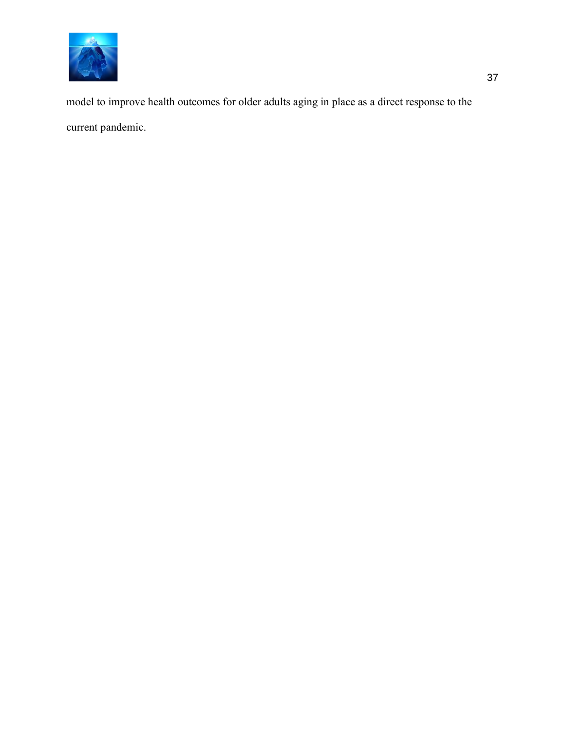model to improve health outcomes for older adults aging in place as a direct response to the current pandemic.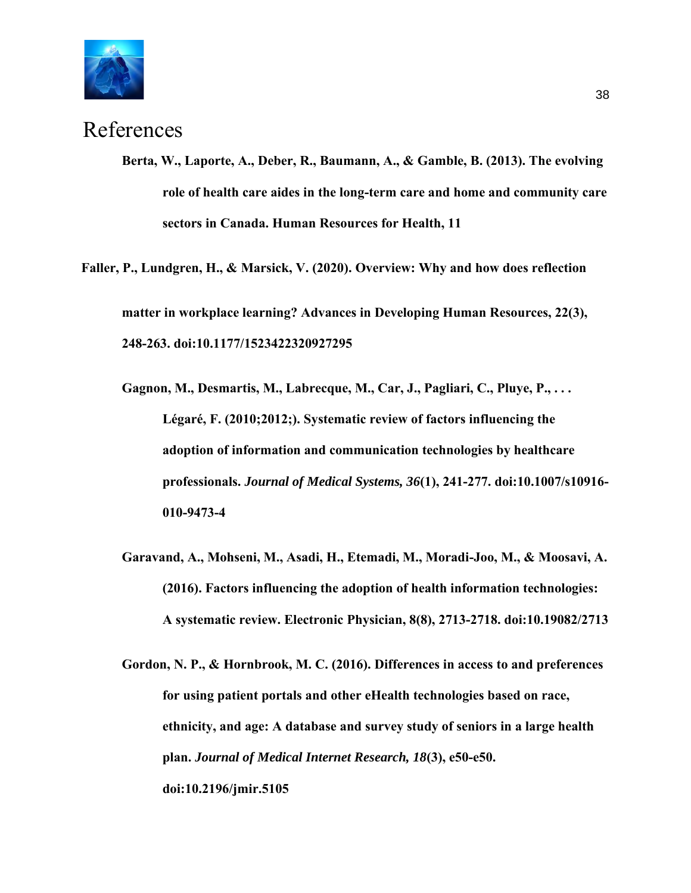# References

**Berta, W., Laporte, A., Deber, R., Baumann, A., & Gamble, B. (2013). The evolving role of health care aides in the long-term care and home and community care sectors in Canada. Human Resources for Health, 11**

**Faller, P., Lundgren, H., & Marsick, V. (2020). Overview: Why and how does reflection matter in workplace learning? Advances in Developing Human Resources, 22(3), 248-263. doi:10.1177/1523422320927295**

**Gagnon, M., Desmartis, M., Labrecque, M., Car, J., Pagliari, C., Pluye, P., . . . Légaré, F. (2010;2012;). Systematic review of factors influencing the adoption of information and communication technologies by healthcare professionals. *Journal of Medical Systems, 36*(1), 241-277. doi:10.1007/s10916-010-9473-4**

**Garavand, A., Mohseni, M., Asadi, H., Etemadi, M., Moradi-Joo, M., & Moosavi, A. (2016). Factors influencing the adoption of health information technologies: A systematic review. Electronic Physician, 8(8), 2713-2718. doi:10.19082/2713**

**Gordon, N. P., & Hornbrook, M. C. (2016). Differences in access to and preferences for using patient portals and other eHealth technologies based on race, ethnicity, and age: A database and survey study of seniors in a large health plan. *Journal of Medical Internet Research, 18*(3), e50-e50. doi:10.2196/jmir.5105**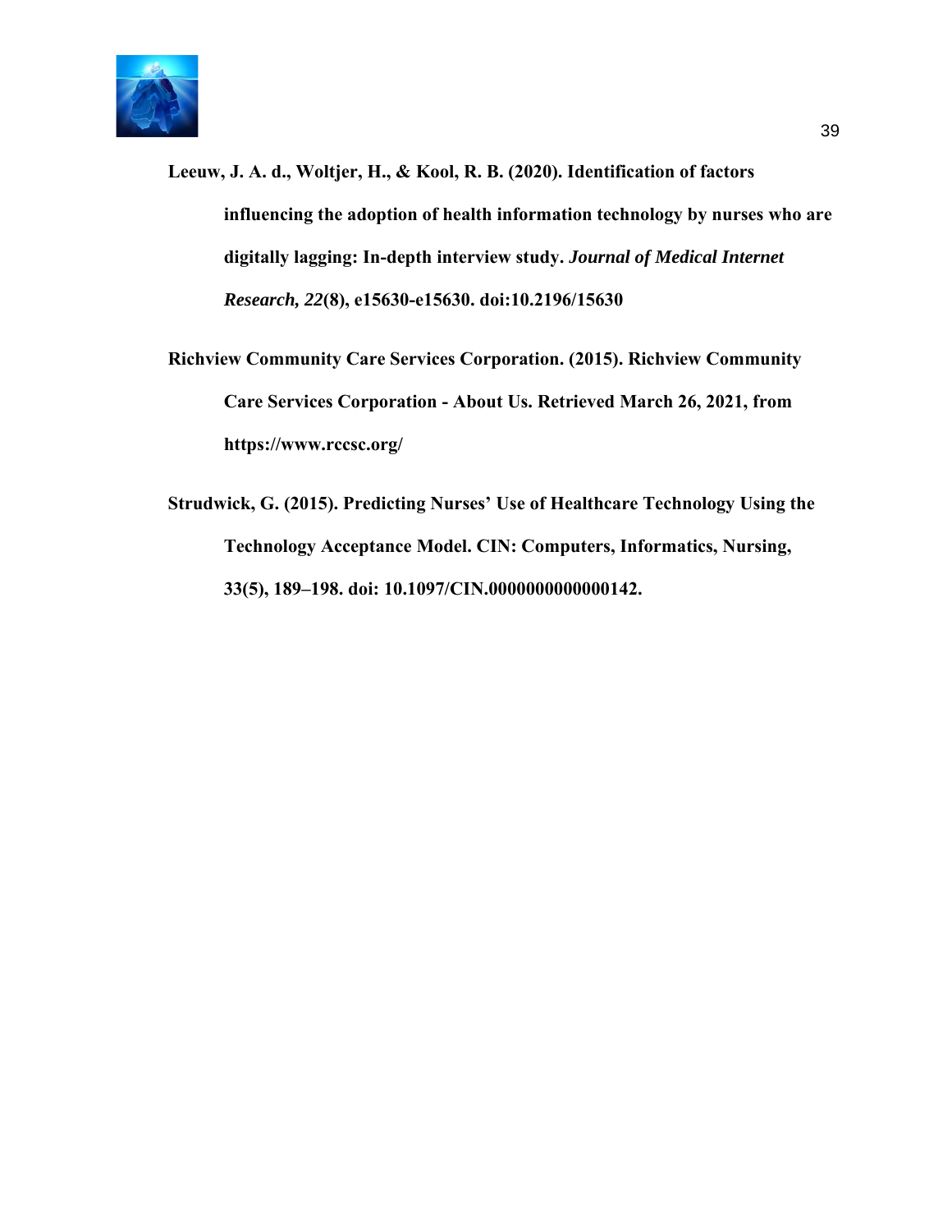**Leeuw, J. A. d., Woltjer, H., & Kool, R. B. (2020). Identification of factors influencing the adoption of health information technology by nurses who are digitally lagging: In-depth interview study. *Journal of Medical Internet Research, 22*(8), e15630-e15630. doi:10.2196/15630**

**Richview Community Care Services Corporation. (2015). Richview Community Care Services Corporation - About Us. Retrieved March 26, 2021, from https://www.rccsc.org/**

**Strudwick, G. (2015). Predicting Nurses' Use of Healthcare Technology Using the Technology Acceptance Model. CIN: Computers, Informatics, Nursing, 33(5), 189–198. doi: 10.1097/CIN.0000000000000142.**